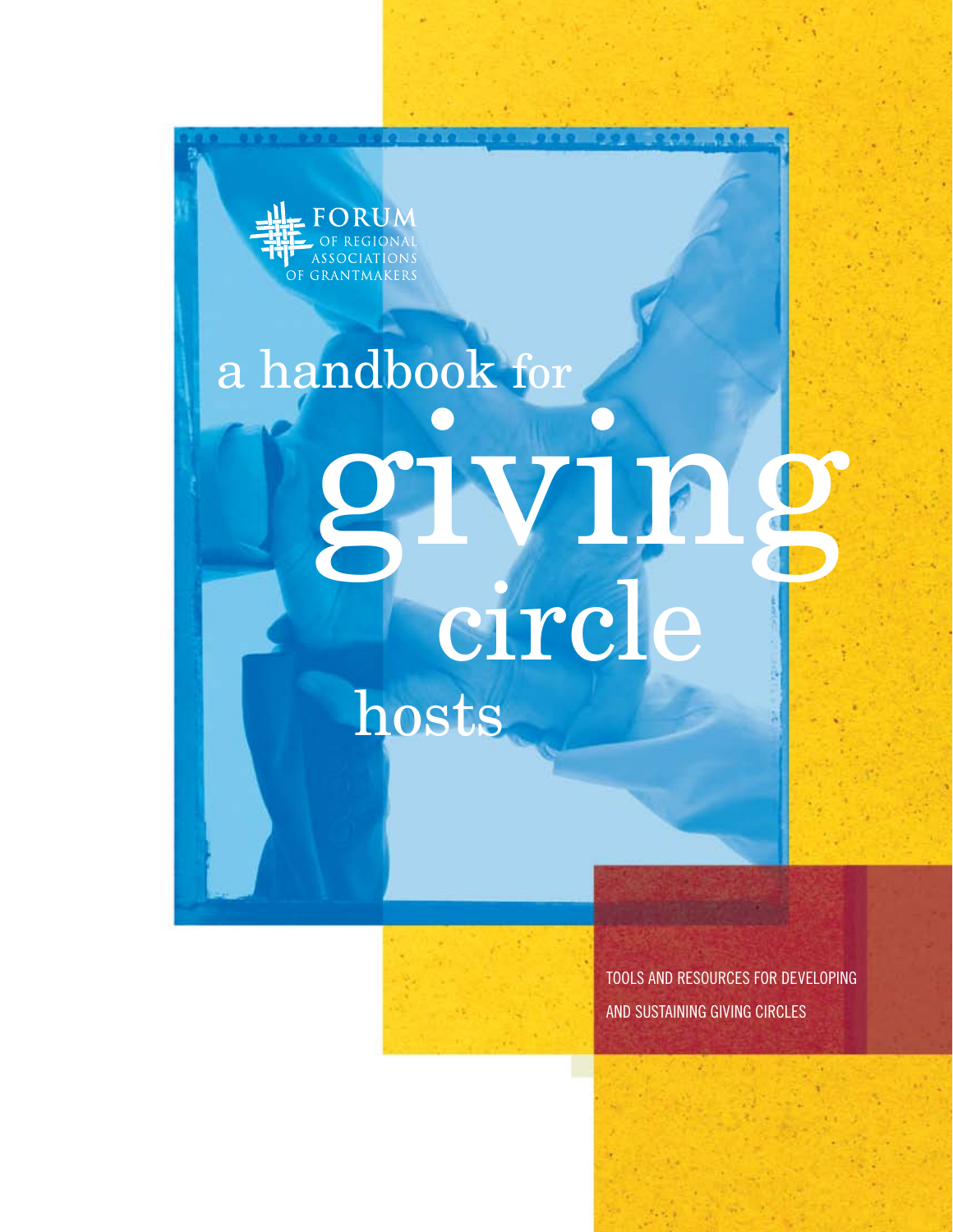FORUM OF REGIONAL ASSOCIATIONS OF GRANTMAKERS

# a handbook for giving circle hosts

TOOLS AND RESOURCES FOR DEVELOPING AND SUSTAINING GIVING CIRCLES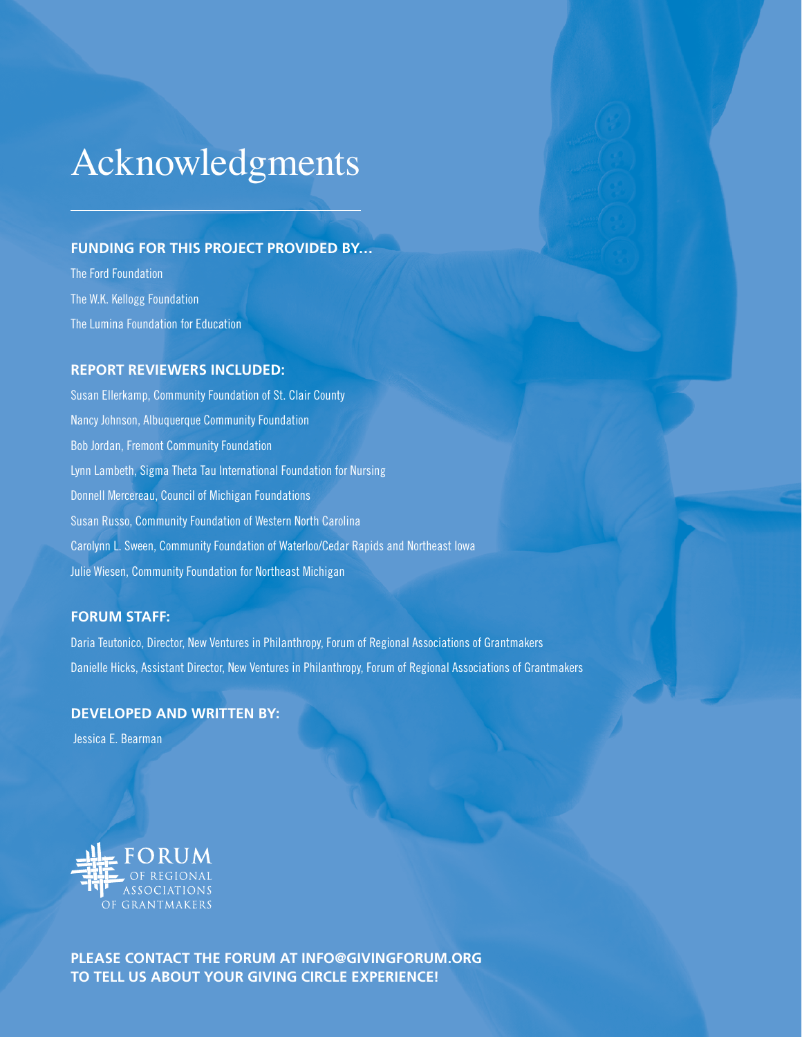# Acknowledgments

## FUNDING FOR THIS PROJECT PROVIDED BY…

The Ford Foundation

The W.K. Kellogg Foundation

The Lumina Foundation for Education

## REPORT REVIEWERS INCLUDED:

Susan Ellerkamp, Community Foundation of St. Clair County

Nancy Johnson, Albuquerque Community Foundation

Bob Jordan, Fremont Community Foundation

Lynn Lambeth, Sigma Theta Tau International Foundation for Nursing

Donnell Mercereau, Council of Michigan Foundations

Susan Russo, Community Foundation of Western North Carolina

Carolynn L. Sween, Community Foundation of Waterloo/Cedar Rapids and Northeast Iowa

Julie Wiesen, Community Foundation for Northeast Michigan

## FORUM STAFF:

Daria Teutonico, Director, New Ventures in Philanthropy, Forum of Regional Associations of Grantmakers

Danielle Hicks, Assistant Director, New Ventures in Philanthropy, Forum of Regional Associations of Grantmakers

## DEVELOPED AND WRITTEN BY:

Jessica E. Bearman

FORUM OF REGIONAL ASSOCIATIONS OF GRANTMAKERS

**PLEASE CONTACT THE FORUM AT INFO@GIVINGFORUM.ORG TO TELL US ABOUT YOUR GIVING CIRCLE EXPERIENCE!**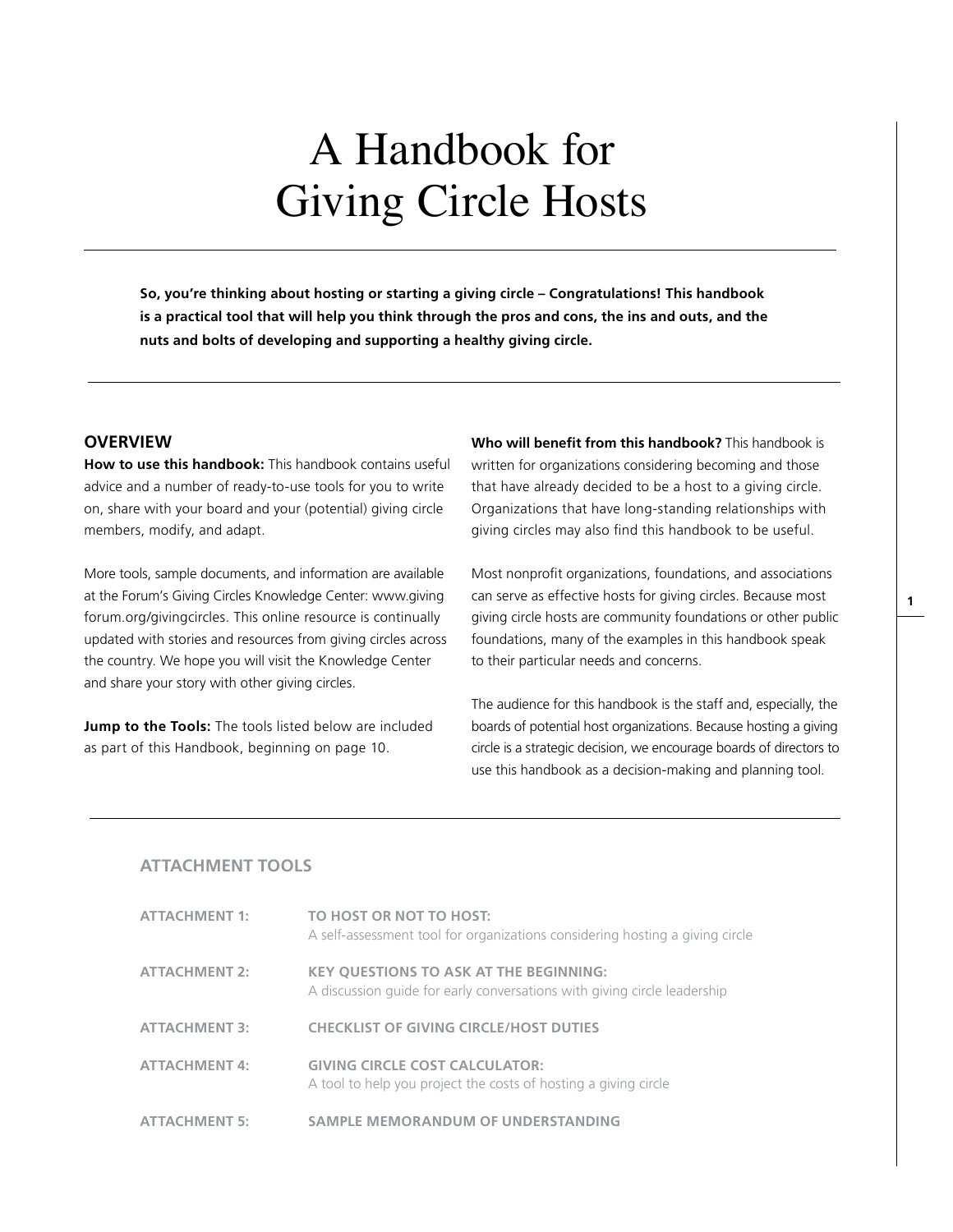# A Handbook for Giving Circle Hosts

**So, you're thinking about hosting or starting a giving circle – Congratulations! This handbook is a practical tool that will help you think through the pros and cons, the ins and outs, and the nuts and bolts of developing and supporting a healthy giving circle.**

## OVERVIEW

**How to use this handbook:** This handbook contains useful advice and a number of ready-to-use tools for you to write on, share with your board and your (potential) giving circle members, modify, and adapt.

More tools, sample documents, and information are available at the Forum's Giving Circles Knowledge Center: www.givingforum.org/givingcircles. This online resource is continually updated with stories and resources from giving circles across the country. We hope you will visit the Knowledge Center and share your story with other giving circles.

**Jump to the Tools:** The tools listed below are included as part of this Handbook, beginning on page 10.

**Who will benefit from this handbook?** This handbook is written for organizations considering becoming and those that have already decided to be a host to a giving circle. Organizations that have long-standing relationships with giving circles may also find this handbook to be useful.

Most nonprofit organizations, foundations, and associations can serve as effective hosts for giving circles. Because most giving circle hosts are community foundations or other public foundations, many of the examples in this handbook speak to their particular needs and concerns.

The audience for this handbook is the staff and, especially, the boards of potential host organizations. Because hosting a giving circle is a strategic decision, we encourage boards of directors to use this handbook as a decision-making and planning tool.

### ATTACHMENT TOOLS

**ATTACHMENT 1:** **TO HOST OR NOT TO HOST:**
A self-assessment tool for organizations considering hosting a giving circle

**ATTACHMENT 2:** **KEY QUESTIONS TO ASK AT THE BEGINNING:**
A discussion guide for early conversations with giving circle leadership

**ATTACHMENT 3:** **CHECKLIST OF GIVING CIRCLE/HOST DUTIES**

**ATTACHMENT 4:** **GIVING CIRCLE COST CALCULATOR:**
A tool to help you project the costs of hosting a giving circle

**ATTACHMENT 5:** **SAMPLE MEMORANDUM OF UNDERSTANDING**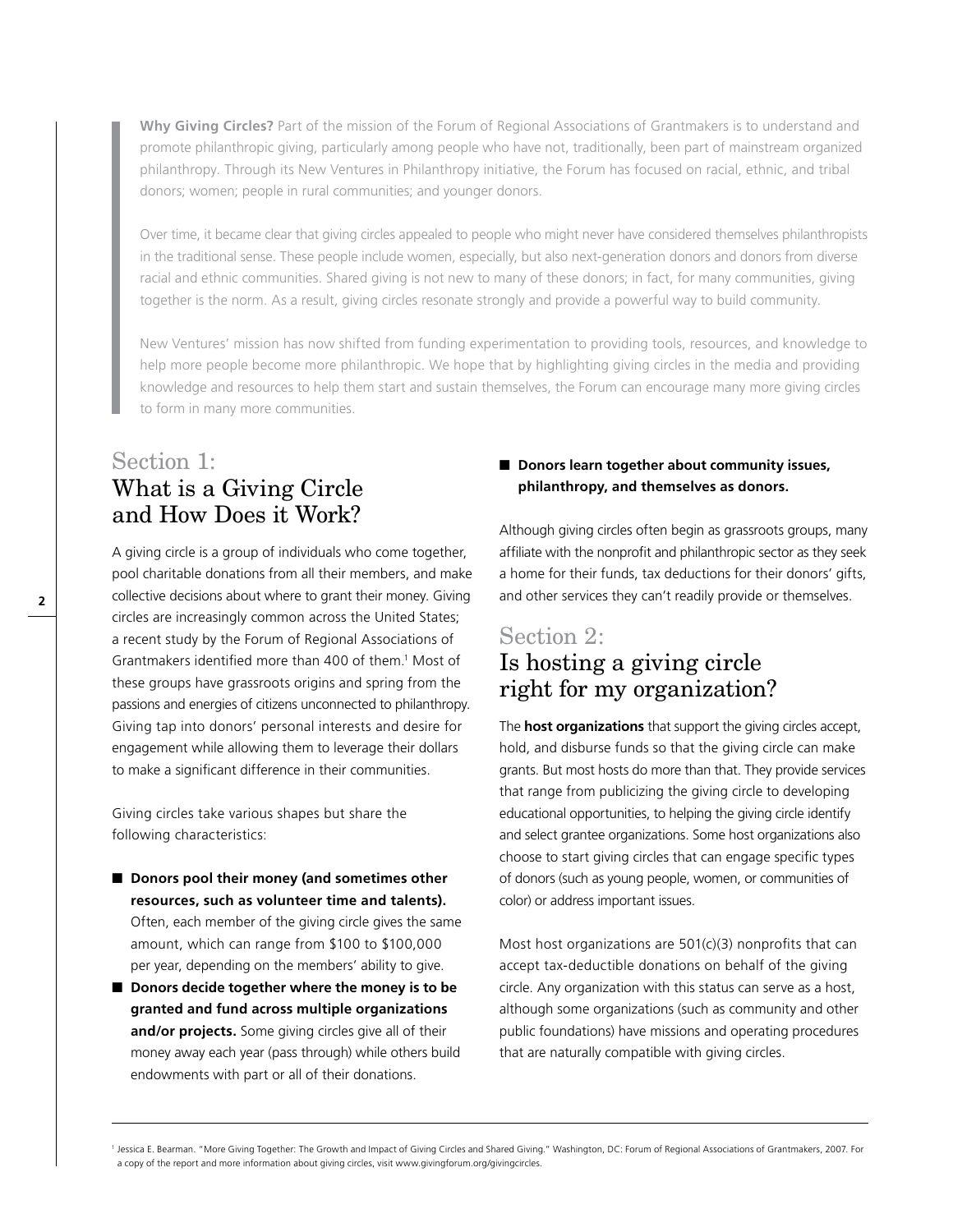**Why Giving Circles?** Part of the mission of the Forum of Regional Associations of Grantmakers is to understand and promote philanthropic giving, particularly among people who have not, traditionally, been part of mainstream organized philanthropy. Through its New Ventures in Philanthropy initiative, the Forum has focused on racial, ethnic, and tribal donors; women; people in rural communities; and younger donors.

Over time, it became clear that giving circles appealed to people who might never have considered themselves philanthropists in the traditional sense. These people include women, especially, but also next-generation donors and donors from diverse racial and ethnic communities. Shared giving is not new to many of these donors; in fact, for many communities, giving together is the norm. As a result, giving circles resonate strongly and provide a powerful way to build community.

New Ventures' mission has now shifted from funding experimentation to providing tools, resources, and knowledge to help more people become more philanthropic. We hope that by highlighting giving circles in the media and providing knowledge and resources to help them start and sustain themselves, the Forum can encourage many more giving circles to form in many more communities.

## Section 1: What is a Giving Circle and How Does it Work?

A giving circle is a group of individuals who come together, pool charitable donations from all their members, and make collective decisions about where to grant their money. Giving circles are increasingly common across the United States; a recent study by the Forum of Regional Associations of Grantmakers identified more than 400 of them.[1] Most of these groups have grassroots origins and spring from the passions and energies of citizens unconnected to philanthropy. Giving tap into donors' personal interests and desire for engagement while allowing them to leverage their dollars to make a significant difference in their communities.

Giving circles take various shapes but share the following characteristics:

- **Donors pool their money (and sometimes other resources, such as volunteer time and talents).** Often, each member of the giving circle gives the same amount, which can range from $100 to $100,000 per year, depending on the members' ability to give.
- **Donors decide together where the money is to be granted and fund across multiple organizations and/or projects.** Some giving circles give all of their money away each year (pass through) while others build endowments with part or all of their donations.
- **Donors learn together about community issues, philanthropy, and themselves as donors.**

Although giving circles often begin as grassroots groups, many affiliate with the nonprofit and philanthropic sector as they seek a home for their funds, tax deductions for their donors' gifts, and other services they can't readily provide or themselves.

## Section 2: Is hosting a giving circle right for my organization?

The **host organizations** that support the giving circles accept, hold, and disburse funds so that the giving circle can make grants. But most hosts do more than that. They provide services that range from publicizing the giving circle to developing educational opportunities, to helping the giving circle identify and select grantee organizations. Some host organizations also choose to start giving circles that can engage specific types of donors (such as young people, women, or communities of color) or address important issues.

Most host organizations are 501(c)(3) nonprofits that can accept tax-deductible donations on behalf of the giving circle. Any organization with this status can serve as a host, although some organizations (such as community and other public foundations) have missions and operating procedures that are naturally compatible with giving circles.

---

[1] Jessica E. Bearman. "More Giving Together: The Growth and Impact of Giving Circles and Shared Giving." Washington, DC: Forum of Regional Associations of Grantmakers, 2007. For a copy of the report and more information about giving circles, visit www.givingforum.org/givingcircles.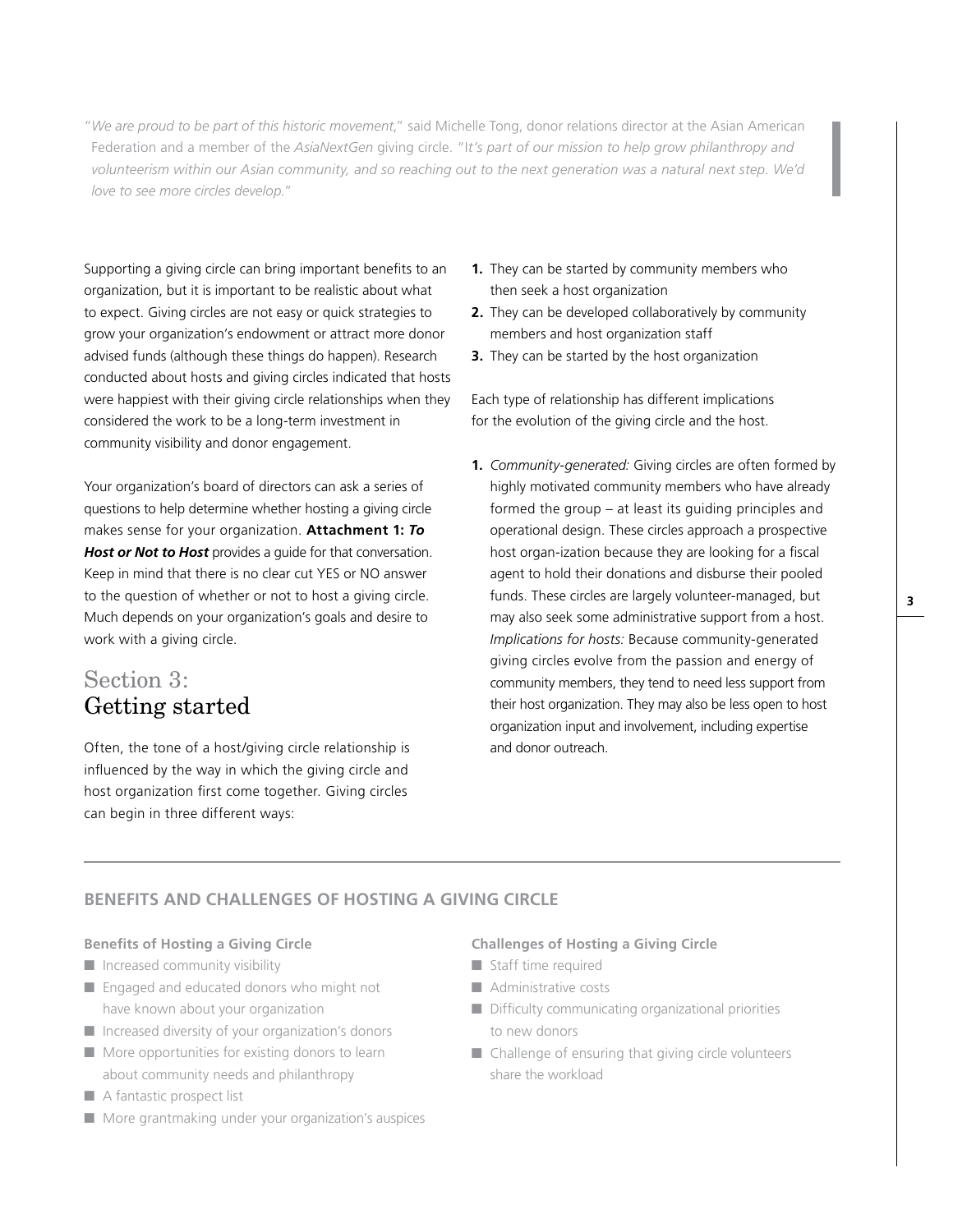"*We are proud to be part of this historic movement*," said Michelle Tong, donor relations director at the Asian American Federation and a member of the *AsiaNextGen* giving circle. "*It's part of our mission to help grow philanthropy and volunteerism within our Asian community, and so reaching out to the next generation was a natural next step. We'd love to see more circles develop.*"

Supporting a giving circle can bring important benefits to an organization, but it is important to be realistic about what to expect. Giving circles are not easy or quick strategies to grow your organization's endowment or attract more donor advised funds (although these things do happen). Research conducted about hosts and giving circles indicated that hosts were happiest with their giving circle relationships when they considered the work to be a long-term investment in community visibility and donor engagement.

Your organization's board of directors can ask a series of questions to help determine whether hosting a giving circle makes sense for your organization. **Attachment 1: *To Host or Not to Host*** provides a guide for that conversation. Keep in mind that there is no clear cut YES or NO answer to the question of whether or not to host a giving circle. Much depends on your organization's goals and desire to work with a giving circle.

## Section 3: Getting started

Often, the tone of a host/giving circle relationship is influenced by the way in which the giving circle and host organization first come together. Giving circles can begin in three different ways:

1. They can be started by community members who then seek a host organization
2. They can be developed collaboratively by community members and host organization staff
3. They can be started by the host organization

Each type of relationship has different implications for the evolution of the giving circle and the host.

1. *Community-generated:* Giving circles are often formed by highly motivated community members who have already formed the group – at least its guiding principles and operational design. These circles approach a prospective host organ-ization because they are looking for a fiscal agent to hold their donations and disburse their pooled funds. These circles are largely volunteer-managed, but may also seek some administrative support from a host. *Implications for hosts:* Because community-generated giving circles evolve from the passion and energy of community members, they tend to need less support from their host organization. They may also be less open to host organization input and involvement, including expertise and donor outreach.

### BENEFITS AND CHALLENGES OF HOSTING A GIVING CIRCLE

**Benefits of Hosting a Giving Circle**

- Increased community visibility
- Engaged and educated donors who might not have known about your organization
- Increased diversity of your organization's donors
- More opportunities for existing donors to learn about community needs and philanthropy
- A fantastic prospect list
- More grantmaking under your organization's auspices

**Challenges of Hosting a Giving Circle**

- Staff time required
- Administrative costs
- Difficulty communicating organizational priorities to new donors
- Challenge of ensuring that giving circle volunteers share the workload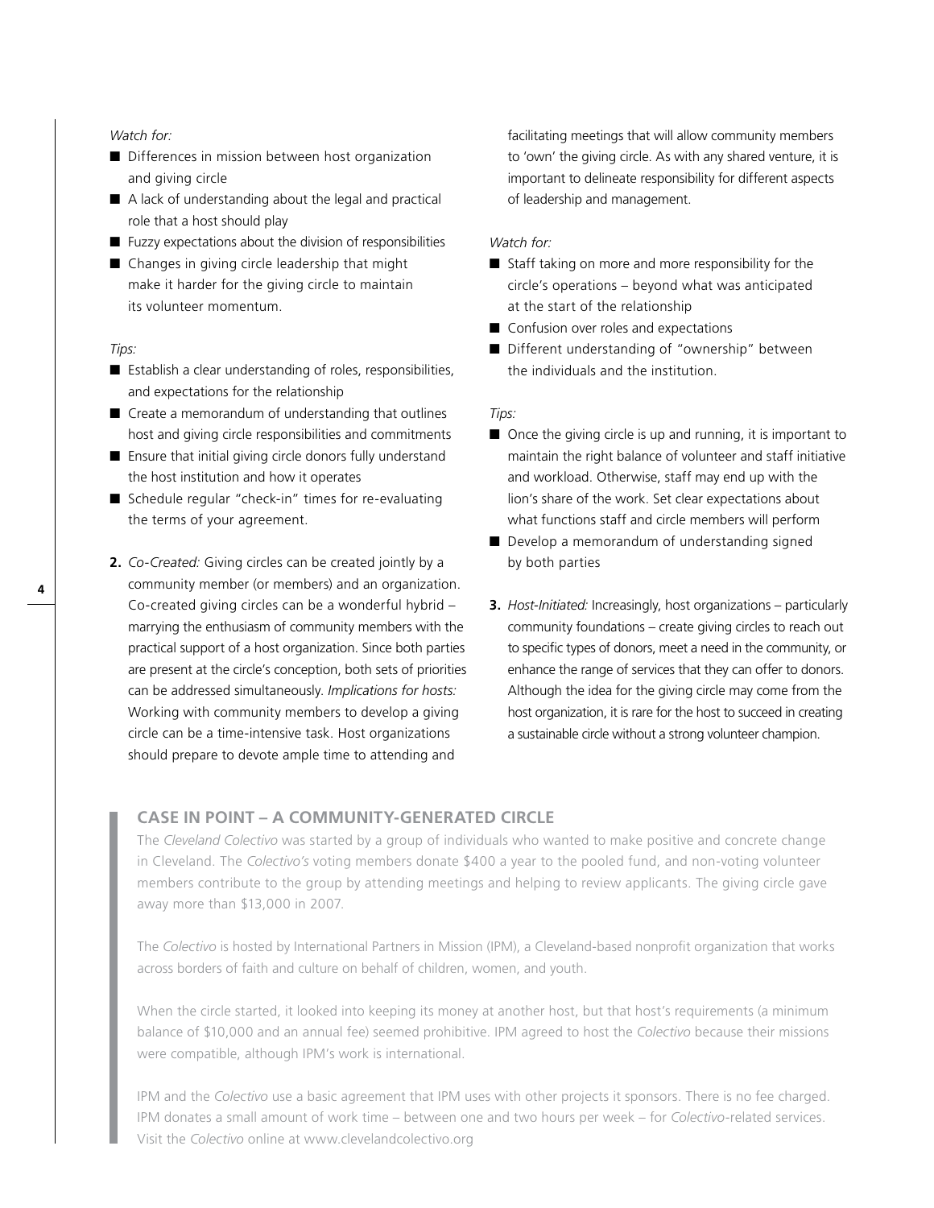*Watch for:*

- Differences in mission between host organization and giving circle
- A lack of understanding about the legal and practical role that a host should play
- Fuzzy expectations about the division of responsibilities
- Changes in giving circle leadership that might make it harder for the giving circle to maintain its volunteer momentum.

*Tips:*

- Establish a clear understanding of roles, responsibilities, and expectations for the relationship
- Create a memorandum of understanding that outlines host and giving circle responsibilities and commitments
- Ensure that initial giving circle donors fully understand the host institution and how it operates
- Schedule regular "check-in" times for re-evaluating the terms of your agreement.

**2.** *Co-Created:* Giving circles can be created jointly by a community member (or members) and an organization. Co-created giving circles can be a wonderful hybrid – marrying the enthusiasm of community members with the practical support of a host organization. Since both parties are present at the circle's conception, both sets of priorities can be addressed simultaneously. *Implications for hosts:* Working with community members to develop a giving circle can be a time-intensive task. Host organizations should prepare to devote ample time to attending and facilitating meetings that will allow community members to 'own' the giving circle. As with any shared venture, it is important to delineate responsibility for different aspects of leadership and management.

*Watch for:*

- Staff taking on more and more responsibility for the circle's operations – beyond what was anticipated at the start of the relationship
- Confusion over roles and expectations
- Different understanding of "ownership" between the individuals and the institution.

*Tips:*

- Once the giving circle is up and running, it is important to maintain the right balance of volunteer and staff initiative and workload. Otherwise, staff may end up with the lion's share of the work. Set clear expectations about what functions staff and circle members will perform
- Develop a memorandum of understanding signed by both parties

**3.** *Host-Initiated:* Increasingly, host organizations – particularly community foundations – create giving circles to reach out to specific types of donors, meet a need in the community, or enhance the range of services that they can offer to donors. Although the idea for the giving circle may come from the host organization, it is rare for the host to succeed in creating a sustainable circle without a strong volunteer champion.

## CASE IN POINT – A COMMUNITY-GENERATED CIRCLE

The *Cleveland Colectivo* was started by a group of individuals who wanted to make positive and concrete change in Cleveland. The *Colectivo's* voting members donate $400 a year to the pooled fund, and non-voting volunteer members contribute to the group by attending meetings and helping to review applicants. The giving circle gave away more than $13,000 in 2007.

The *Colectivo* is hosted by International Partners in Mission (IPM), a Cleveland-based nonprofit organization that works across borders of faith and culture on behalf of children, women, and youth.

When the circle started, it looked into keeping its money at another host, but that host's requirements (a minimum balance of $10,000 and an annual fee) seemed prohibitive. IPM agreed to host the *Colectivo* because their missions were compatible, although IPM's work is international.

IPM and the *Colectivo* use a basic agreement that IPM uses with other projects it sponsors. There is no fee charged. IPM donates a small amount of work time – between one and two hours per week – for *Colectivo*-related services. Visit the *Colectivo* online at www.clevelandcolectivo.org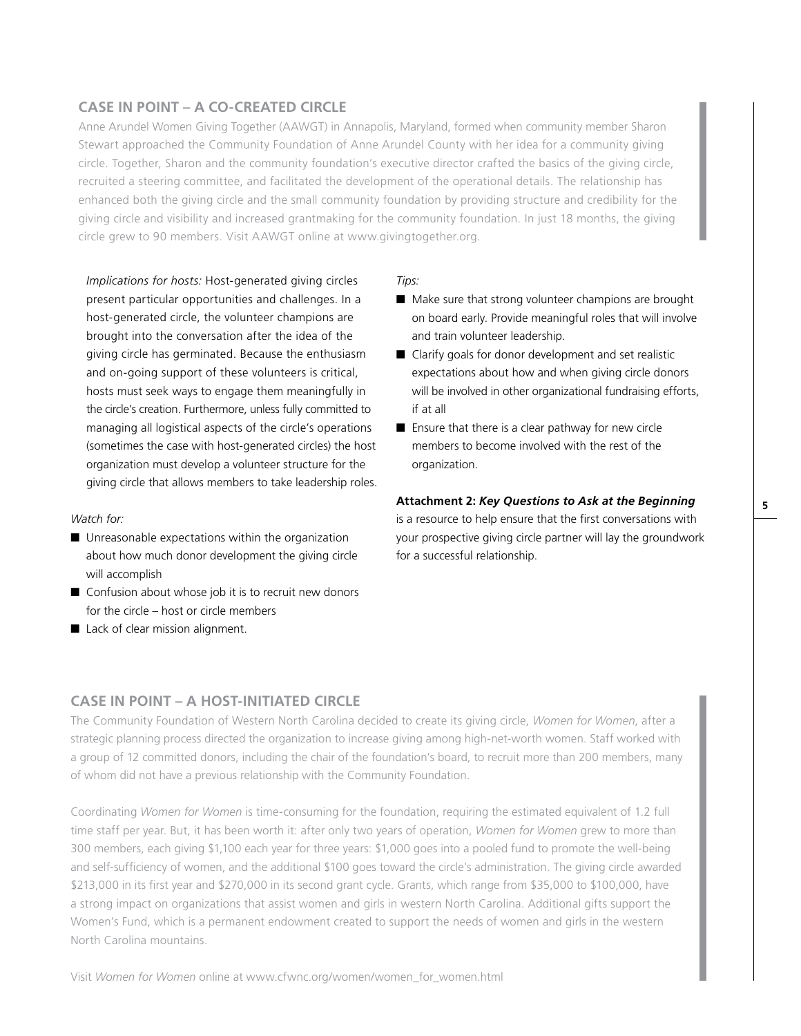## CASE IN POINT – A CO-CREATED CIRCLE

Anne Arundel Women Giving Together (AAWGT) in Annapolis, Maryland, formed when community member Sharon Stewart approached the Community Foundation of Anne Arundel County with her idea for a community giving circle. Together, Sharon and the community foundation's executive director crafted the basics of the giving circle, recruited a steering committee, and facilitated the development of the operational details. The relationship has enhanced both the giving circle and the small community foundation by providing structure and credibility for the giving circle and visibility and increased grantmaking for the community foundation. In just 18 months, the giving circle grew to 90 members. Visit AAWGT online at www.givingtogether.org.

*Implications for hosts:* Host-generated giving circles present particular opportunities and challenges. In a host-generated circle, the volunteer champions are brought into the conversation after the idea of the giving circle has germinated. Because the enthusiasm and on-going support of these volunteers is critical, hosts must seek ways to engage them meaningfully in the circle's creation. Furthermore, unless fully committed to managing all logistical aspects of the circle's operations (sometimes the case with host-generated circles) the host organization must develop a volunteer structure for the giving circle that allows members to take leadership roles.

*Watch for:*

- Unreasonable expectations within the organization about how much donor development the giving circle will accomplish
- Confusion about whose job it is to recruit new donors for the circle – host or circle members
- Lack of clear mission alignment.

*Tips:*

- Make sure that strong volunteer champions are brought on board early. Provide meaningful roles that will involve and train volunteer leadership.
- Clarify goals for donor development and set realistic expectations about how and when giving circle donors will be involved in other organizational fundraising efforts, if at all
- Ensure that there is a clear pathway for new circle members to become involved with the rest of the organization.

**Attachment 2: *Key Questions to Ask at the Beginning*** is a resource to help ensure that the first conversations with your prospective giving circle partner will lay the groundwork for a successful relationship.

## CASE IN POINT – A HOST-INITIATED CIRCLE

The Community Foundation of Western North Carolina decided to create its giving circle, *Women for Women*, after a strategic planning process directed the organization to increase giving among high-net-worth women. Staff worked with a group of 12 committed donors, including the chair of the foundation's board, to recruit more than 200 members, many of whom did not have a previous relationship with the Community Foundation.

Coordinating *Women for Women* is time-consuming for the foundation, requiring the estimated equivalent of 1.2 full time staff per year. But, it has been worth it: after only two years of operation, *Women for Women* grew to more than 300 members, each giving $1,100 each year for three years: $1,000 goes into a pooled fund to promote the well-being and self-sufficiency of women, and the additional $100 goes toward the circle's administration. The giving circle awarded $213,000 in its first year and $270,000 in its second grant cycle. Grants, which range from $35,000 to $100,000, have a strong impact on organizations that assist women and girls in western North Carolina. Additional gifts support the Women's Fund, which is a permanent endowment created to support the needs of women and girls in the western North Carolina mountains.

Visit *Women for Women* online at www.cfwnc.org/women/women_for_women.html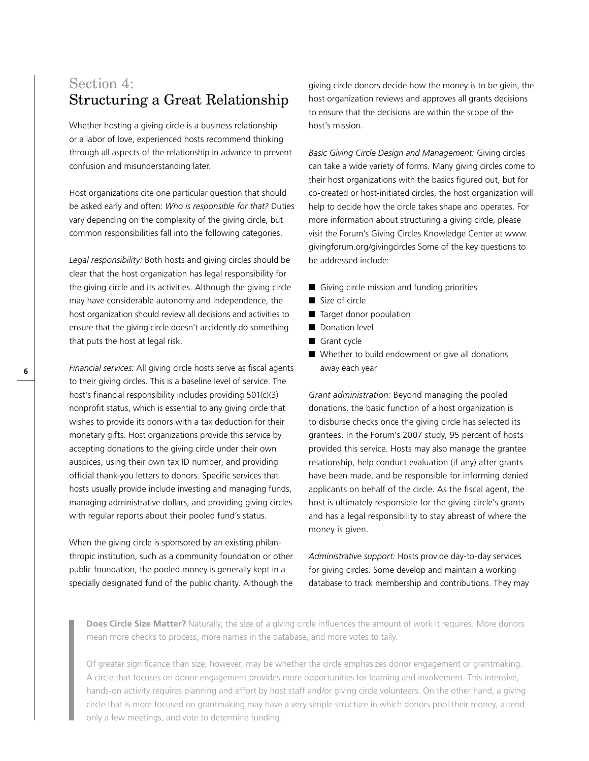## Section 4: Structuring a Great Relationship

Whether hosting a giving circle is a business relationship or a labor of love, experienced hosts recommend thinking through all aspects of the relationship in advance to prevent confusion and misunderstanding later.

Host organizations cite one particular question that should be asked early and often: *Who is responsible for that?* Duties vary depending on the complexity of the giving circle, but common responsibilities fall into the following categories.

*Legal responsibility:* Both hosts and giving circles should be clear that the host organization has legal responsibility for the giving circle and its activities. Although the giving circle may have considerable autonomy and independence, the host organization should review all decisions and activities to ensure that the giving circle doesn't accidently do something that puts the host at legal risk.

*Financial services:* All giving circle hosts serve as fiscal agents to their giving circles. This is a baseline level of service. The host's financial responsibility includes providing 501(c)(3) nonprofit status, which is essential to any giving circle that wishes to provide its donors with a tax deduction for their monetary gifts. Host organizations provide this service by accepting donations to the giving circle under their own auspices, using their own tax ID number, and providing official thank-you letters to donors. Specific services that hosts usually provide include investing and managing funds, managing administrative dollars, and providing giving circles with regular reports about their pooled fund's status.

When the giving circle is sponsored by an existing philanthropic institution, such as a community foundation or other public foundation, the pooled money is generally kept in a specially designated fund of the public charity. Although the giving circle donors decide how the money is to be givin, the host organization reviews and approves all grants decisions to ensure that the decisions are within the scope of the host's mission.

*Basic Giving Circle Design and Management:* Giving circles can take a wide variety of forms. Many giving circles come to their host organizations with the basics figured out, but for co-created or host-initiated circles, the host organization will help to decide how the circle takes shape and operates. For more information about structuring a giving circle, please visit the Forum's Giving Circles Knowledge Center at www.givingforum.org/givingcircles Some of the key questions to be addressed include:

- Giving circle mission and funding priorities
- Size of circle
- Target donor population
- Donation level
- Grant cycle
- Whether to build endowment or give all donations away each year

*Grant administration:* Beyond managing the pooled donations, the basic function of a host organization is to disburse checks once the giving circle has selected its grantees. In the Forum's 2007 study, 95 percent of hosts provided this service. Hosts may also manage the grantee relationship, help conduct evaluation (if any) after grants have been made, and be responsible for informing denied applicants on behalf of the circle. As the fiscal agent, the host is ultimately responsible for the giving circle's grants and has a legal responsibility to stay abreast of where the money is given.

*Administrative support:* Hosts provide day-to-day services for giving circles. Some develop and maintain a working database to track membership and contributions. They may

> **Does Circle Size Matter?** Naturally, the size of a giving circle influences the amount of work it requires. More donors mean more checks to process, more names in the database, and more votes to tally.
>
> Of greater significance than size, however, may be whether the circle emphasizes donor engagement or grantmaking. A circle that focuses on donor engagement provides more opportunities for learning and involvement. This intensive, hands-on activity requires planning and effort by host staff and/or giving circle volunteers. On the other hand, a giving circle that is more focused on grantmaking may have a very simple structure in which donors pool their money, attend only a few meetings, and vote to determine funding.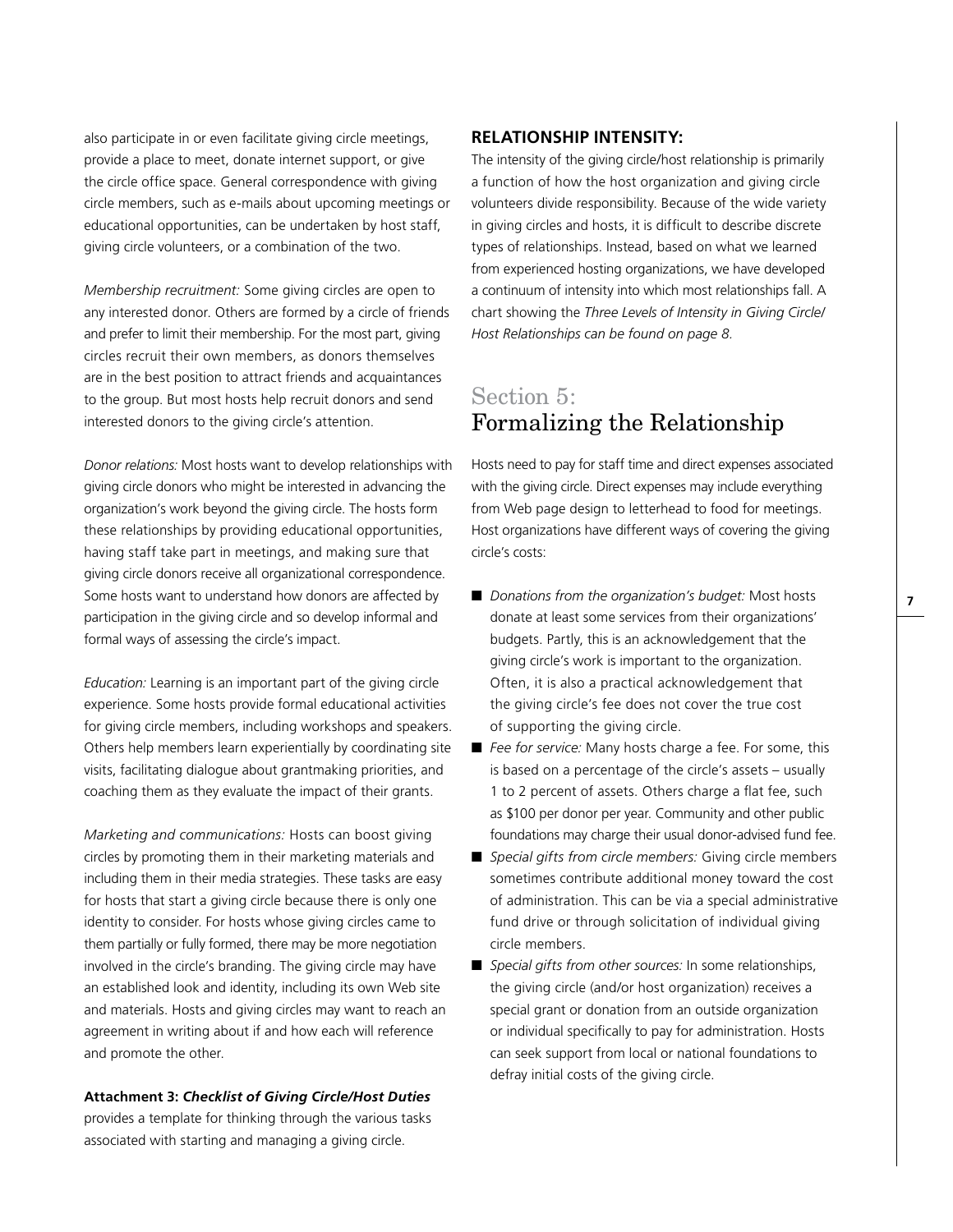also participate in or even facilitate giving circle meetings, provide a place to meet, donate internet support, or give the circle office space. General correspondence with giving circle members, such as e-mails about upcoming meetings or educational opportunities, can be undertaken by host staff, giving circle volunteers, or a combination of the two.

*Membership recruitment:* Some giving circles are open to any interested donor. Others are formed by a circle of friends and prefer to limit their membership. For the most part, giving circles recruit their own members, as donors themselves are in the best position to attract friends and acquaintances to the group. But most hosts help recruit donors and send interested donors to the giving circle's attention.

*Donor relations:* Most hosts want to develop relationships with giving circle donors who might be interested in advancing the organization's work beyond the giving circle. The hosts form these relationships by providing educational opportunities, having staff take part in meetings, and making sure that giving circle donors receive all organizational correspondence. Some hosts want to understand how donors are affected by participation in the giving circle and so develop informal and formal ways of assessing the circle's impact.

*Education:* Learning is an important part of the giving circle experience. Some hosts provide formal educational activities for giving circle members, including workshops and speakers. Others help members learn experientially by coordinating site visits, facilitating dialogue about grantmaking priorities, and coaching them as they evaluate the impact of their grants.

*Marketing and communications:* Hosts can boost giving circles by promoting them in their marketing materials and including them in their media strategies. These tasks are easy for hosts that start a giving circle because there is only one identity to consider. For hosts whose giving circles came to them partially or fully formed, there may be more negotiation involved in the circle's branding. The giving circle may have an established look and identity, including its own Web site and materials. Hosts and giving circles may want to reach an agreement in writing about if and how each will reference and promote the other.

**Attachment 3: *Checklist of Giving Circle/Host Duties*** provides a template for thinking through the various tasks associated with starting and managing a giving circle.

### RELATIONSHIP INTENSITY:

The intensity of the giving circle/host relationship is primarily a function of how the host organization and giving circle volunteers divide responsibility. Because of the wide variety in giving circles and hosts, it is difficult to describe discrete types of relationships. Instead, based on what we learned from experienced hosting organizations, we have developed a continuum of intensity into which most relationships fall. A chart showing the *Three Levels of Intensity in Giving Circle/ Host Relationships can be found on page 8.*

## Section 5: Formalizing the Relationship

Hosts need to pay for staff time and direct expenses associated with the giving circle. Direct expenses may include everything from Web page design to letterhead to food for meetings. Host organizations have different ways of covering the giving circle's costs:

- *Donations from the organization's budget:* Most hosts donate at least some services from their organizations' budgets. Partly, this is an acknowledgement that the giving circle's work is important to the organization. Often, it is also a practical acknowledgement that the giving circle's fee does not cover the true cost of supporting the giving circle.
- *Fee for service:* Many hosts charge a fee. For some, this is based on a percentage of the circle's assets – usually 1 to 2 percent of assets. Others charge a flat fee, such as $100 per donor per year. Community and other public foundations may charge their usual donor-advised fund fee.
- *Special gifts from circle members:* Giving circle members sometimes contribute additional money toward the cost of administration. This can be via a special administrative fund drive or through solicitation of individual giving circle members.
- *Special gifts from other sources:* In some relationships, the giving circle (and/or host organization) receives a special grant or donation from an outside organization or individual specifically to pay for administration. Hosts can seek support from local or national foundations to defray initial costs of the giving circle.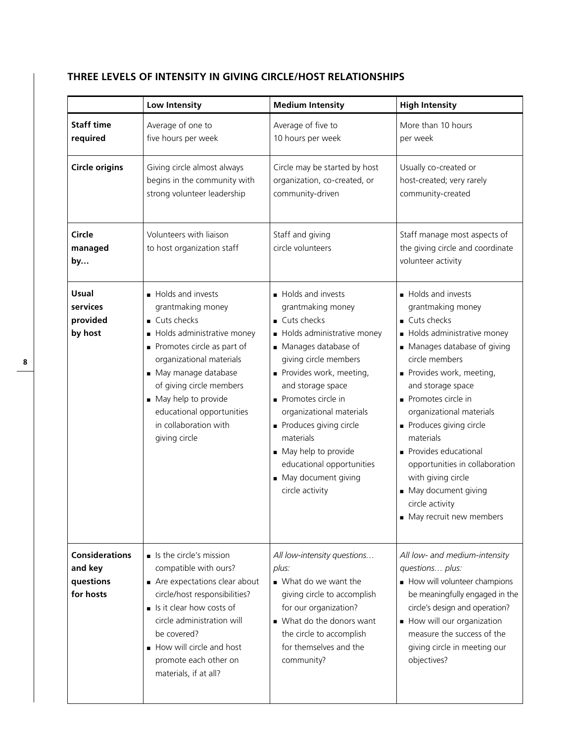## THREE LEVELS OF INTENSITY IN GIVING CIRCLE/HOST RELATIONSHIPS

| | Low Intensity | Medium Intensity | High Intensity |
|---|---|---|---|
| **Staff time required** | Average of one to five hours per week | Average of five to 10 hours per week | More than 10 hours per week |
| **Circle origins** | Giving circle almost always begins in the community with strong volunteer leadership | Circle may be started by host organization, co-created, or community-driven | Usually co-created or host-created; very rarely community-created |
| **Circle managed by…** | Volunteers with liaison to host organization staff | Staff and giving circle volunteers | Staff manage most aspects of the giving circle and coordinate volunteer activity |
| **Usual services provided by host** | ■ Holds and invests grantmaking money<br>■ Cuts checks<br>■ Holds administrative money<br>■ Promotes circle as part of organizational materials<br>■ May manage database of giving circle members<br>■ May help to provide educational opportunities in collaboration with giving circle | ■ Holds and invests grantmaking money<br>■ Cuts checks<br>■ Holds administrative money<br>■ Manages database of giving circle members<br>■ Provides work, meeting, and storage space<br>■ Promotes circle in organizational materials<br>■ Produces giving circle materials<br>■ May help to provide educational opportunities<br>■ May document giving circle activity | ■ Holds and invests grantmaking money<br>■ Cuts checks<br>■ Holds administrative money<br>■ Manages database of giving circle members<br>■ Provides work, meeting, and storage space<br>■ Promotes circle in organizational materials<br>■ Produces giving circle materials<br>■ Provides educational opportunities in collaboration with giving circle<br>■ May document giving circle activity<br>■ May recruit new members |
| **Considerations and key questions for hosts** | ■ Is the circle's mission compatible with ours?<br>■ Are expectations clear about circle/host responsibilities?<br>■ Is it clear how costs of circle administration will be covered?<br>■ How will circle and host promote each other on materials, if at all? | *All low-intensity questions… plus:*<br>■ What do we want the giving circle to accomplish for our organization?<br>■ What do the donors want the circle to accomplish for themselves and the community? | *All low- and medium-intensity questions… plus:*<br>■ How will volunteer champions be meaningfully engaged in the circle's design and operation?<br>■ How will our organization measure the success of the giving circle in meeting our objectives? |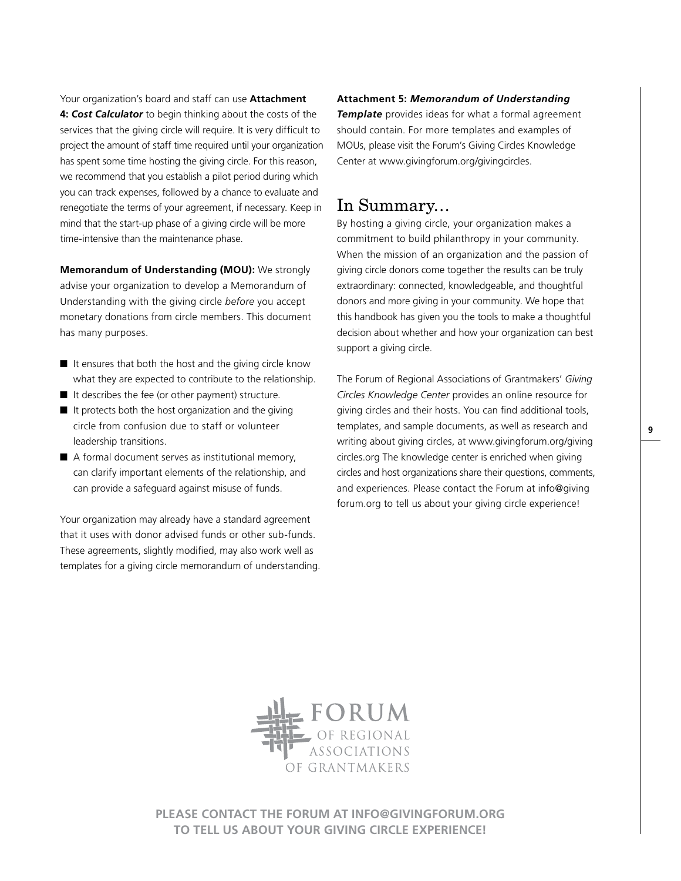Your organization's board and staff can use **Attachment 4: *Cost Calculator*** to begin thinking about the costs of the services that the giving circle will require. It is very difficult to project the amount of staff time required until your organization has spent some time hosting the giving circle. For this reason, we recommend that you establish a pilot period during which you can track expenses, followed by a chance to evaluate and renegotiate the terms of your agreement, if necessary. Keep in mind that the start-up phase of a giving circle will be more time-intensive than the maintenance phase.

**Memorandum of Understanding (MOU):** We strongly advise your organization to develop a Memorandum of Understanding with the giving circle *before* you accept monetary donations from circle members. This document has many purposes.

- It ensures that both the host and the giving circle know what they are expected to contribute to the relationship.
- It describes the fee (or other payment) structure.
- It protects both the host organization and the giving circle from confusion due to staff or volunteer leadership transitions.
- A formal document serves as institutional memory, can clarify important elements of the relationship, and can provide a safeguard against misuse of funds.

Your organization may already have a standard agreement that it uses with donor advised funds or other sub-funds. These agreements, slightly modified, may also work well as templates for a giving circle memorandum of understanding.

**Attachment 5: *Memorandum of Understanding Template*** provides ideas for what a formal agreement should contain. For more templates and examples of MOUs, please visit the Forum's Giving Circles Knowledge Center at www.givingforum.org/givingcircles.

## In Summary…

By hosting a giving circle, your organization makes a commitment to build philanthropy in your community. When the mission of an organization and the passion of giving circle donors come together the results can be truly extraordinary: connected, knowledgeable, and thoughtful donors and more giving in your community. We hope that this handbook has given you the tools to make a thoughtful decision about whether and how your organization can best support a giving circle.

The Forum of Regional Associations of Grantmakers' *Giving Circles Knowledge Center* provides an online resource for giving circles and their hosts. You can find additional tools, templates, and sample documents, as well as research and writing about giving circles, at www.givingforum.org/givingcircles.org The knowledge center is enriched when giving circles and host organizations share their questions, comments, and experiences. Please contact the Forum at info@givingforum.org to tell us about your giving circle experience!

FORUM OF REGIONAL ASSOCIATIONS OF GRANTMAKERS

**PLEASE CONTACT THE FORUM AT INFO@GIVINGFORUM.ORG TO TELL US ABOUT YOUR GIVING CIRCLE EXPERIENCE!**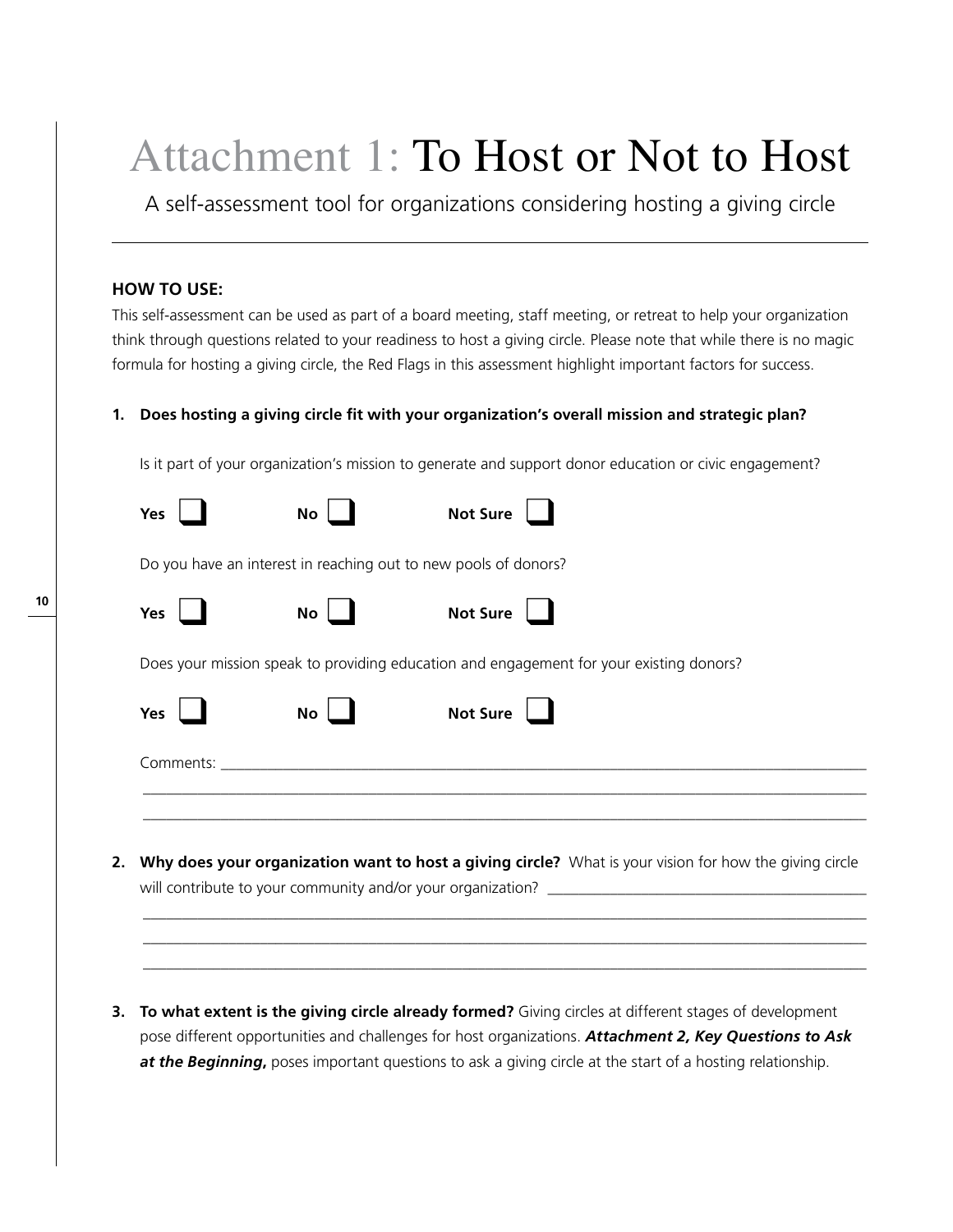# Attachment 1: To Host or Not to Host

A self-assessment tool for organizations considering hosting a giving circle

---

**HOW TO USE:**

This self-assessment can be used as part of a board meeting, staff meeting, or retreat to help your organization think through questions related to your readiness to host a giving circle. Please note that while there is no magic formula for hosting a giving circle, the Red Flags in this assessment highlight important factors for success.

1. **Does hosting a giving circle fit with your organization's overall mission and strategic plan?**

   Is it part of your organization's mission to generate and support donor education or civic engagement?

   **Yes** ☐ **No** ☐ **Not Sure** ☐

   Do you have an interest in reaching out to new pools of donors?

   **Yes** ☐ **No** ☐ **Not Sure** ☐

   Does your mission speak to providing education and engagement for your existing donors?

   **Yes** ☐ **No** ☐ **Not Sure** ☐

   Comments: ______________________________________________________________________________

   ________________________________________________________________________________________

   ________________________________________________________________________________________

2. **Why does your organization want to host a giving circle?** What is your vision for how the giving circle will contribute to your community and/or your organization? ________________________________

   ________________________________________________________________________________________

   ________________________________________________________________________________________

   ________________________________________________________________________________________

3. **To what extent is the giving circle already formed?** Giving circles at different stages of development pose different opportunities and challenges for host organizations. ***Attachment 2, Key Questions to Ask at the Beginning,*** poses important questions to ask a giving circle at the start of a hosting relationship.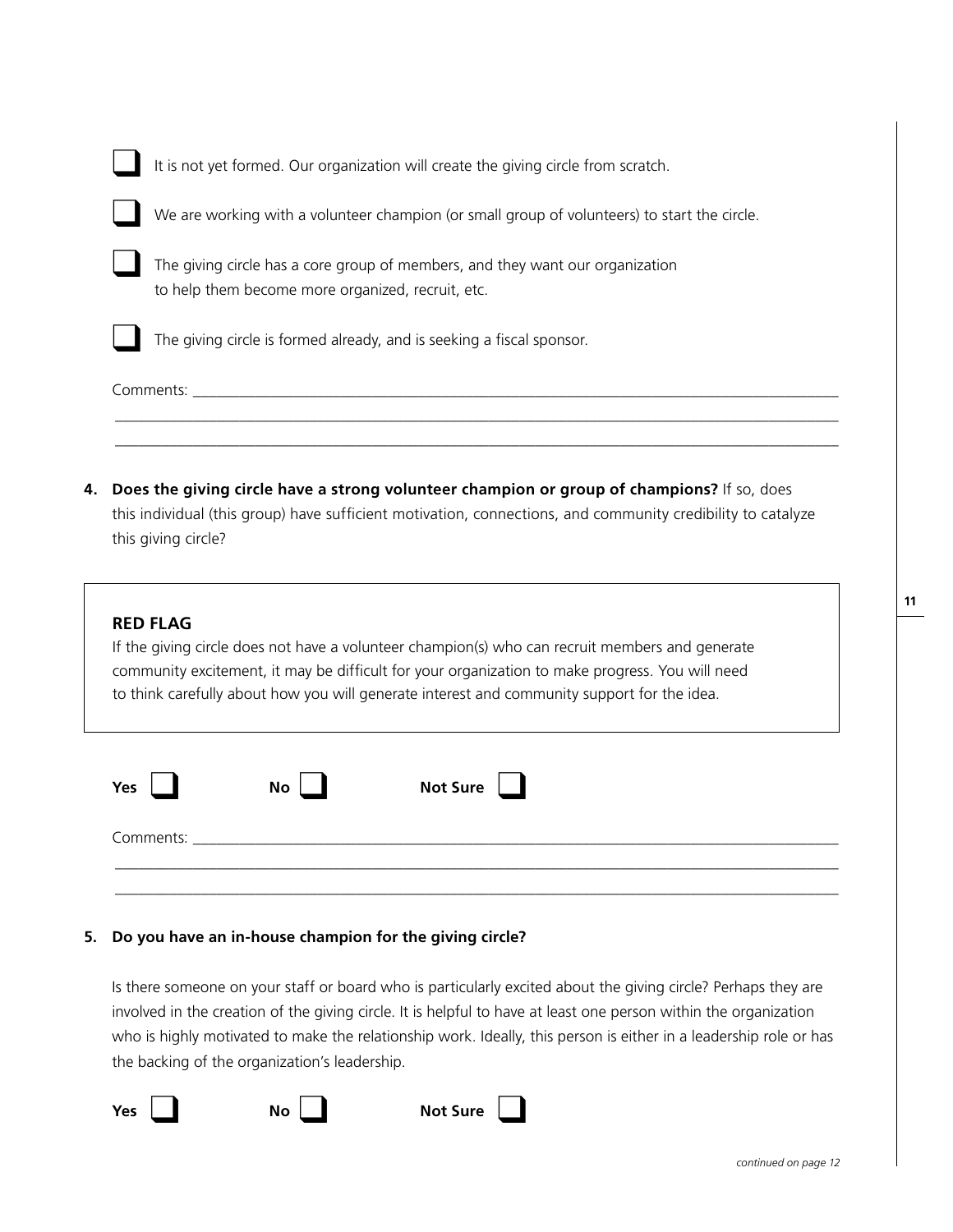- [ ] It is not yet formed. Our organization will create the giving circle from scratch.
- [ ] We are working with a volunteer champion (or small group of volunteers) to start the circle.
- [ ] The giving circle has a core group of members, and they want our organization to help them become more organized, recruit, etc.
- [ ] The giving circle is formed already, and is seeking a fiscal sponsor.

Comments: ______________________________________________________________________________

_______________________________________________________________________________________

_______________________________________________________________________________________

4. **Does the giving circle have a strong volunteer champion or group of champions?** If so, does this individual (this group) have sufficient motivation, connections, and community credibility to catalyze this giving circle?

> **RED FLAG**
>
> If the giving circle does not have a volunteer champion(s) who can recruit members and generate community excitement, it may be difficult for your organization to make progress. You will need to think carefully about how you will generate interest and community support for the idea.

**Yes** ☐ **No** ☐ **Not Sure** ☐

Comments: ______________________________________________________________________________

_______________________________________________________________________________________

_______________________________________________________________________________________

5. **Do you have an in-house champion for the giving circle?**

   Is there someone on your staff or board who is particularly excited about the giving circle? Perhaps they are involved in the creation of the giving circle. It is helpful to have at least one person within the organization who is highly motivated to make the relationship work. Ideally, this person is either in a leadership role or has the backing of the organization's leadership.

**Yes** ☐ **No** ☐ **Not Sure** ☐

*continued on page 12*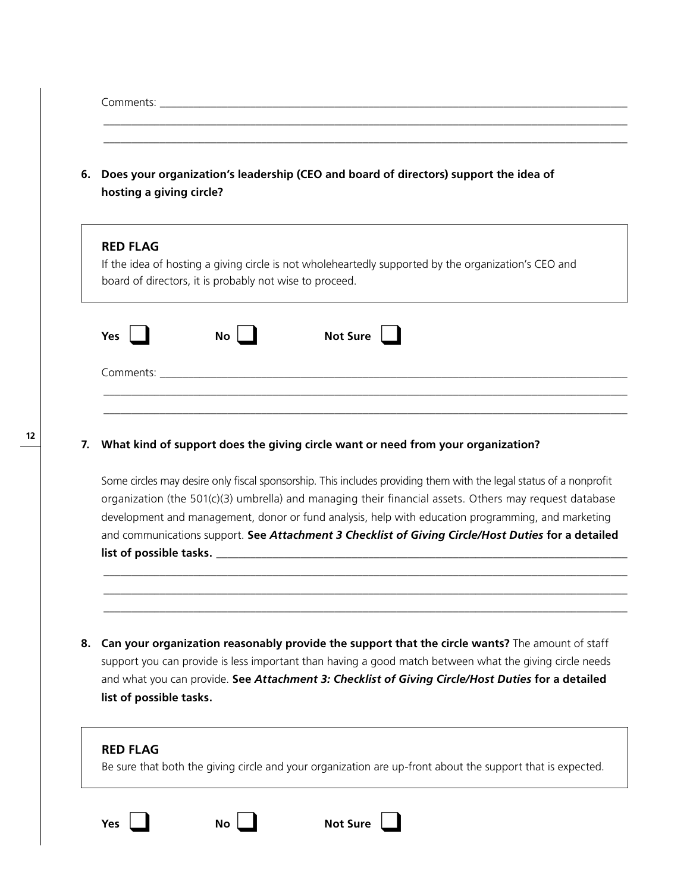Comments: ______________________________________________________________________________

______________________________________________________________________________

______________________________________________________________________________

**6. Does your organization's leadership (CEO and board of directors) support the idea of hosting a giving circle?**

> **RED FLAG**
>
> If the idea of hosting a giving circle is not wholeheartedly supported by the organization's CEO and board of directors, it is probably not wise to proceed.

**Yes** ☐ **No** ☐ **Not Sure** ☐

Comments: ______________________________________________________________________________

______________________________________________________________________________

______________________________________________________________________________

**7. What kind of support does the giving circle want or need from your organization?**

Some circles may desire only fiscal sponsorship. This includes providing them with the legal status of a nonprofit organization (the 501(c)(3) umbrella) and managing their financial assets. Others may request database development and management, donor or fund analysis, help with education programming, and marketing and communications support. **See *Attachment 3 Checklist of Giving Circle/Host Duties* for a detailed list of possible tasks.** ______________________________________________________________________________

______________________________________________________________________________

______________________________________________________________________________

______________________________________________________________________________

**8. Can your organization reasonably provide the support that the circle wants?** The amount of staff support you can provide is less important than having a good match between what the giving circle needs and what you can provide. **See *Attachment 3: Checklist of Giving Circle/Host Duties* for a detailed list of possible tasks.**

> **RED FLAG**
>
> Be sure that both the giving circle and your organization are up-front about the support that is expected.

**Yes** ☐ **No** ☐ **Not Sure** ☐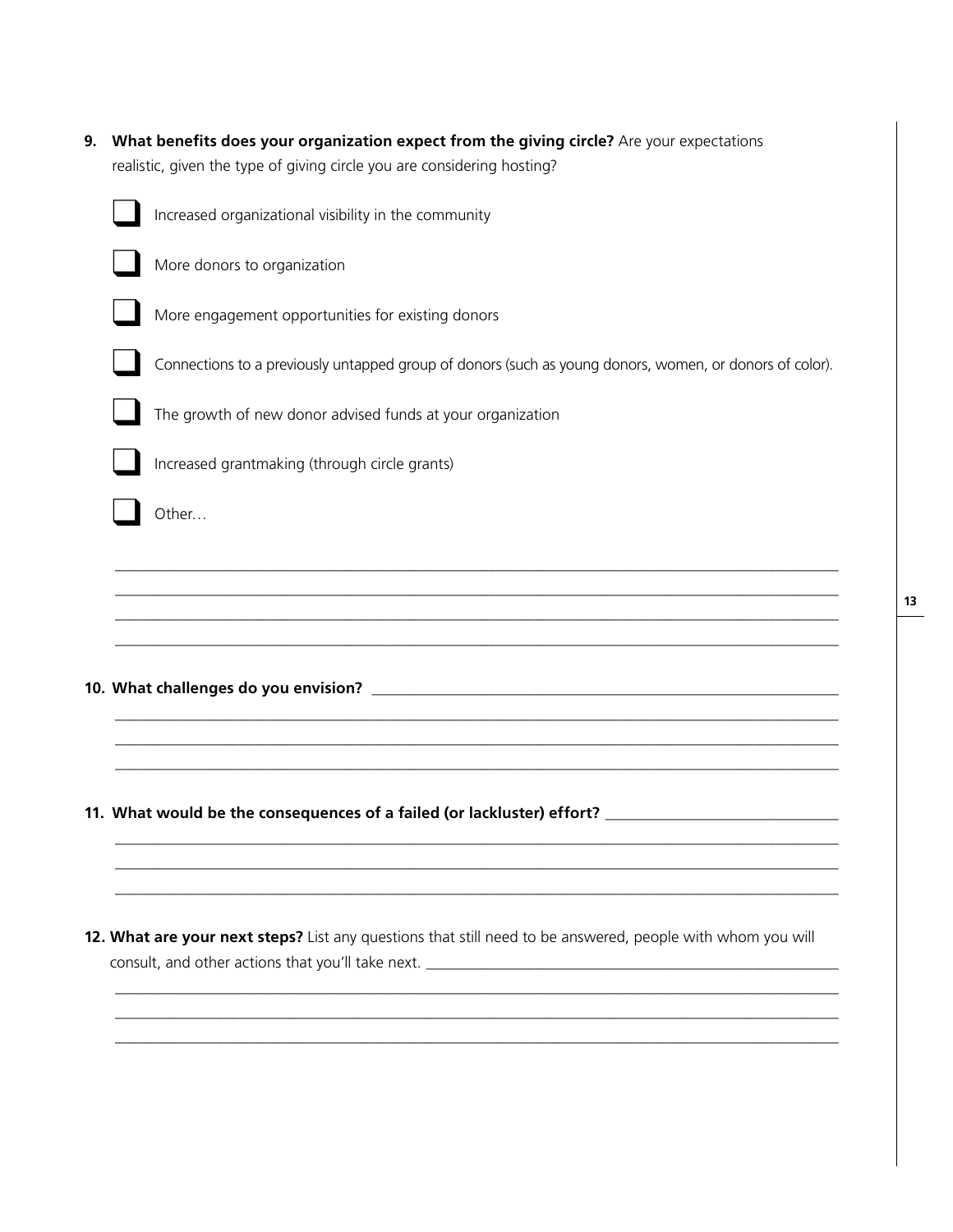**9. What benefits does your organization expect from the giving circle?** Are your expectations realistic, given the type of giving circle you are considering hosting?

- ☐ Increased organizational visibility in the community
- ☐ More donors to organization
- ☐ More engagement opportunities for existing donors
- ☐ Connections to a previously untapped group of donors (such as young donors, women, or donors of color).
- ☐ The growth of new donor advised funds at your organization
- ☐ Increased grantmaking (through circle grants)
- ☐ Other…

______________________________________________________________________________

______________________________________________________________________________

______________________________________________________________________________

______________________________________________________________________________

**10. What challenges do you envision?** ______________________________________________

______________________________________________________________________________

______________________________________________________________________________

______________________________________________________________________________

**11. What would be the consequences of a failed (or lackluster) effort?** ____________________

______________________________________________________________________________

______________________________________________________________________________

______________________________________________________________________________

**12. What are your next steps?** List any questions that still need to be answered, people with whom you will consult, and other actions that you'll take next. ________________________________________

______________________________________________________________________________

______________________________________________________________________________

______________________________________________________________________________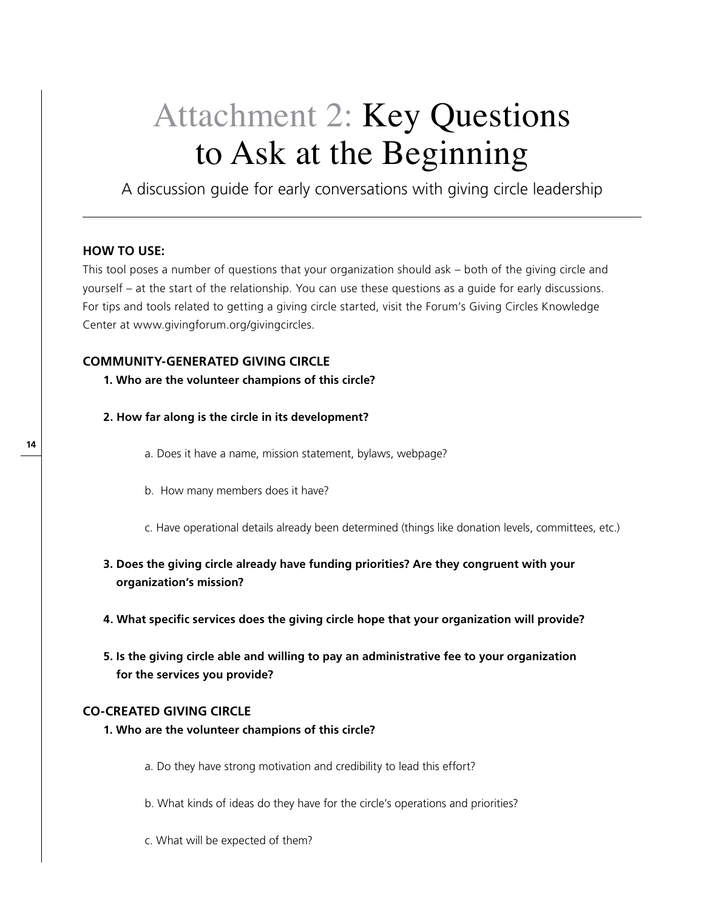# Attachment 2: Key Questions to Ask at the Beginning

A discussion guide for early conversations with giving circle leadership

**HOW TO USE:**

This tool poses a number of questions that your organization should ask – both of the giving circle and yourself – at the start of the relationship. You can use these questions as a guide for early discussions. For tips and tools related to getting a giving circle started, visit the Forum's Giving Circles Knowledge Center at www.givingforum.org/givingcircles.

**COMMUNITY-GENERATED GIVING CIRCLE**

**1. Who are the volunteer champions of this circle?**

**2. How far along is the circle in its development?**

a. Does it have a name, mission statement, bylaws, webpage?

b. How many members does it have?

c. Have operational details already been determined (things like donation levels, committees, etc.)

**3. Does the giving circle already have funding priorities? Are they congruent with your organization's mission?**

**4. What specific services does the giving circle hope that your organization will provide?**

**5. Is the giving circle able and willing to pay an administrative fee to your organization for the services you provide?**

**CO-CREATED GIVING CIRCLE**

**1. Who are the volunteer champions of this circle?**

a. Do they have strong motivation and credibility to lead this effort?

b. What kinds of ideas do they have for the circle's operations and priorities?

c. What will be expected of them?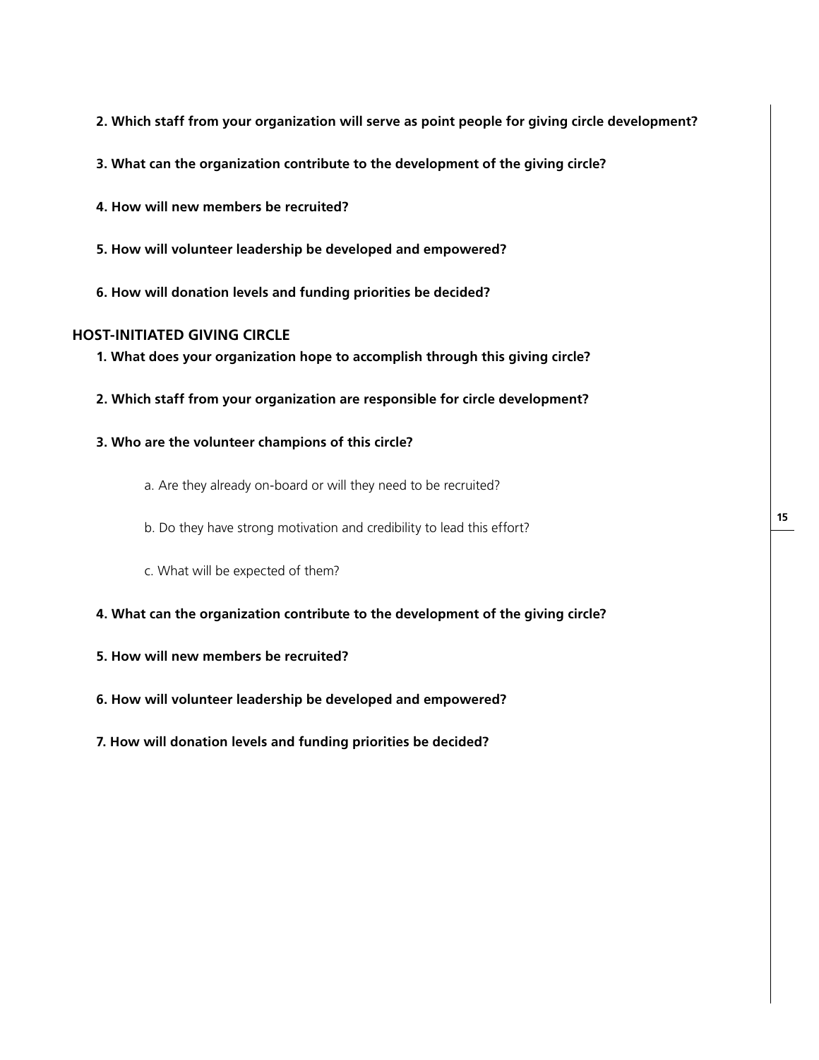**2. Which staff from your organization will serve as point people for giving circle development?**

**3. What can the organization contribute to the development of the giving circle?**

**4. How will new members be recruited?**

**5. How will volunteer leadership be developed and empowered?**

**6. How will donation levels and funding priorities be decided?**

## HOST-INITIATED GIVING CIRCLE

**1. What does your organization hope to accomplish through this giving circle?**

**2. Which staff from your organization are responsible for circle development?**

**3. Who are the volunteer champions of this circle?**

a. Are they already on-board or will they need to be recruited?

b. Do they have strong motivation and credibility to lead this effort?

c. What will be expected of them?

**4. What can the organization contribute to the development of the giving circle?**

**5. How will new members be recruited?**

**6. How will volunteer leadership be developed and empowered?**

**7. How will donation levels and funding priorities be decided?**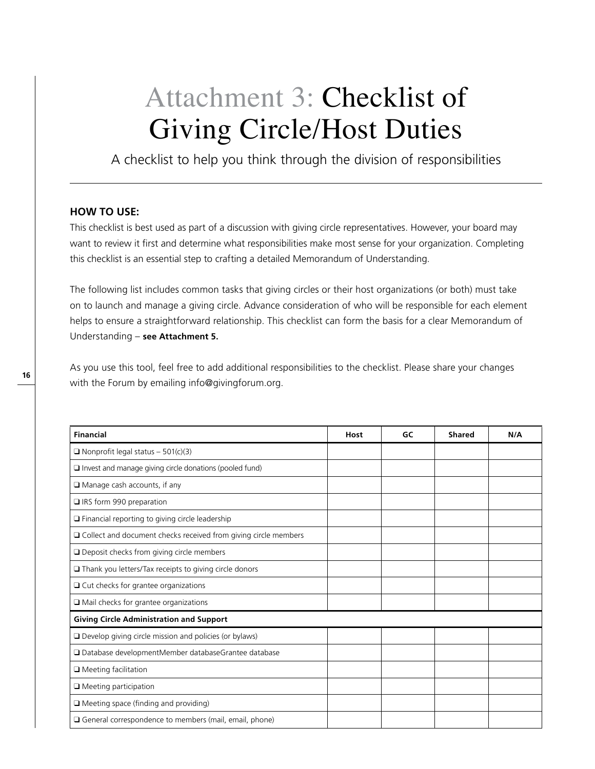# Attachment 3: Checklist of Giving Circle/Host Duties

A checklist to help you think through the division of responsibilities

**HOW TO USE:**

This checklist is best used as part of a discussion with giving circle representatives. However, your board may want to review it first and determine what responsibilities make most sense for your organization. Completing this checklist is an essential step to crafting a detailed Memorandum of Understanding.

The following list includes common tasks that giving circles or their host organizations (or both) must take on to launch and manage a giving circle. Advance consideration of who will be responsible for each element helps to ensure a straightforward relationship. This checklist can form the basis for a clear Memorandum of Understanding – **see Attachment 5.**

As you use this tool, feel free to add additional responsibilities to the checklist. Please share your changes with the Forum by emailing info@givingforum.org.

| **Financial** | **Host** | **GC** | **Shared** | **N/A** |
|---|---|---|---|---|
| ❑ Nonprofit legal status – 501(c)(3) | | | | |
| ❑ Invest and manage giving circle donations (pooled fund) | | | | |
| ❑ Manage cash accounts, if any | | | | |
| ❑ IRS form 990 preparation | | | | |
| ❑ Financial reporting to giving circle leadership | | | | |
| ❑ Collect and document checks received from giving circle members | | | | |
| ❑ Deposit checks from giving circle members | | | | |
| ❑ Thank you letters/Tax receipts to giving circle donors | | | | |
| ❑ Cut checks for grantee organizations | | | | |
| ❑ Mail checks for grantee organizations | | | | |
| **Giving Circle Administration and Support** | | | | |
| ❑ Develop giving circle mission and policies (or bylaws) | | | | |
| ❑ Database developmentMember databaseGrantee database | | | | |
| ❑ Meeting facilitation | | | | |
| ❑ Meeting participation | | | | |
| ❑ Meeting space (finding and providing) | | | | |
| ❑ General correspondence to members (mail, email, phone) | | | | |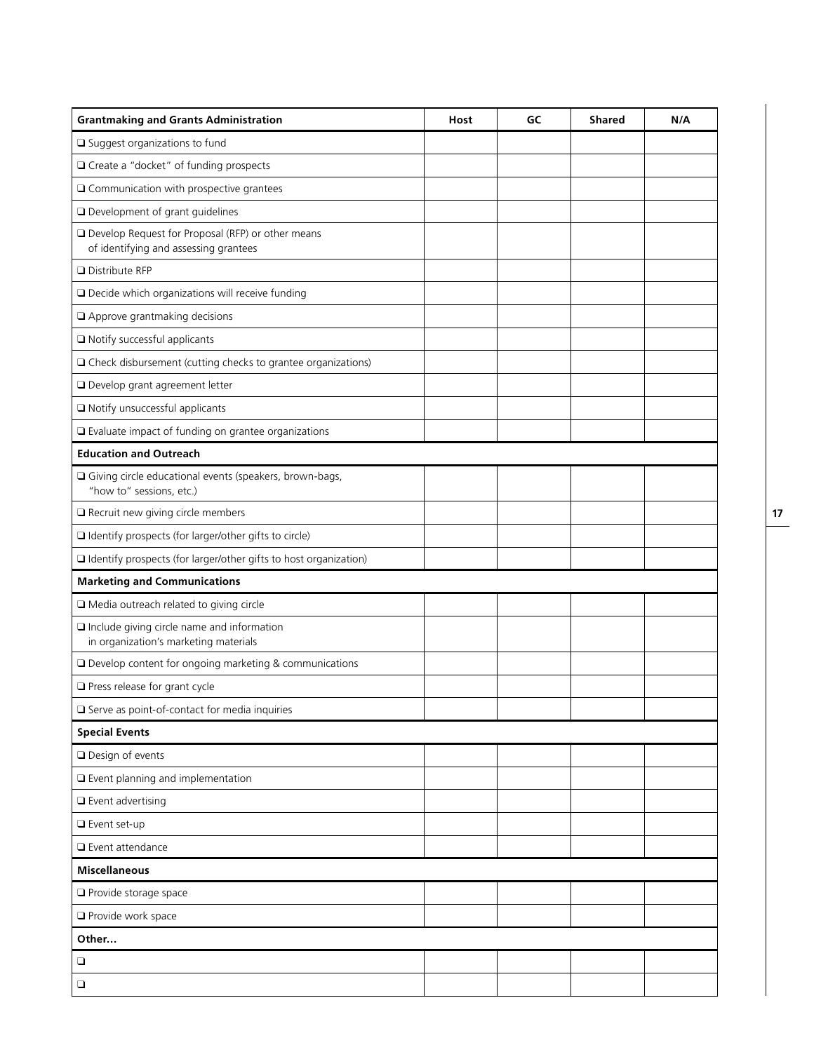| Grantmaking and Grants Administration | Host | GC | Shared | N/A |
|---|---|---|---|---|
| ❑ Suggest organizations to fund | | | | |
| ❑ Create a "docket" of funding prospects | | | | |
| ❑ Communication with prospective grantees | | | | |
| ❑ Development of grant guidelines | | | | |
| ❑ Develop Request for Proposal (RFP) or other means of identifying and assessing grantees | | | | |
| ❑ Distribute RFP | | | | |
| ❑ Decide which organizations will receive funding | | | | |
| ❑ Approve grantmaking decisions | | | | |
| ❑ Notify successful applicants | | | | |
| ❑ Check disbursement (cutting checks to grantee organizations) | | | | |
| ❑ Develop grant agreement letter | | | | |
| ❑ Notify unsuccessful applicants | | | | |
| ❑ Evaluate impact of funding on grantee organizations | | | | |
| **Education and Outreach** | | | | |
| ❑ Giving circle educational events (speakers, brown-bags, "how to" sessions, etc.) | | | | |
| ❑ Recruit new giving circle members | | | | |
| ❑ Identify prospects (for larger/other gifts to circle) | | | | |
| ❑ Identify prospects (for larger/other gifts to host organization) | | | | |
| **Marketing and Communications** | | | | |
| ❑ Media outreach related to giving circle | | | | |
| ❑ Include giving circle name and information in organization's marketing materials | | | | |
| ❑ Develop content for ongoing marketing & communications | | | | |
| ❑ Press release for grant cycle | | | | |
| ❑ Serve as point-of-contact for media inquiries | | | | |
| **Special Events** | | | | |
| ❑ Design of events | | | | |
| ❑ Event planning and implementation | | | | |
| ❑ Event advertising | | | | |
| ❑ Event set-up | | | | |
| ❑ Event attendance | | | | |
| **Miscellaneous** | | | | |
| ❑ Provide storage space | | | | |
| ❑ Provide work space | | | | |
| **Other...** | | | | |
| ❑ | | | | |
| ❑ | | | | |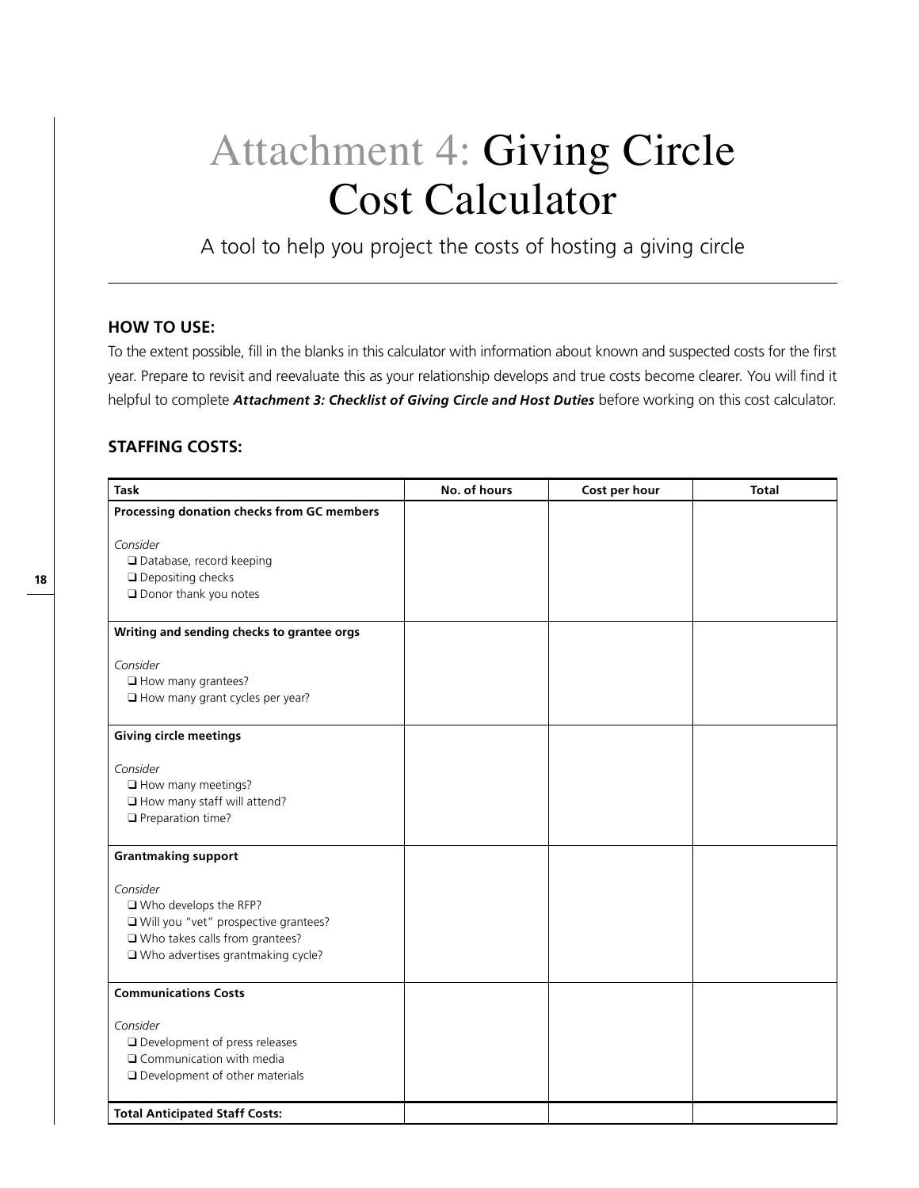# Attachment 4: Giving Circle Cost Calculator

A tool to help you project the costs of hosting a giving circle

### HOW TO USE:

To the extent possible, fill in the blanks in this calculator with information about known and suspected costs for the first year. Prepare to revisit and reevaluate this as your relationship develops and true costs become clearer. You will find it helpful to complete ***Attachment 3: Checklist of Giving Circle and Host Duties*** before working on this cost calculator.

### STAFFING COSTS:

| Task | No. of hours | Cost per hour | Total |
|---|---|---|---|
| **Processing donation checks from GC members**<br><br>*Consider*<br>❑ Database, record keeping<br>❑ Depositing checks<br>❑ Donor thank you notes | | | |
| **Writing and sending checks to grantee orgs**<br><br>*Consider*<br>❑ How many grantees?<br>❑ How many grant cycles per year? | | | |
| **Giving circle meetings**<br><br>*Consider*<br>❑ How many meetings?<br>❑ How many staff will attend?<br>❑ Preparation time? | | | |
| **Grantmaking support**<br><br>*Consider*<br>❑ Who develops the RFP?<br>❑ Will you "vet" prospective grantees?<br>❑ Who takes calls from grantees?<br>❑ Who advertises grantmaking cycle? | | | |
| **Communications Costs**<br><br>*Consider*<br>❑ Development of press releases<br>❑ Communication with media<br>❑ Development of other materials | | | |
| **Total Anticipated Staff Costs:** | | | |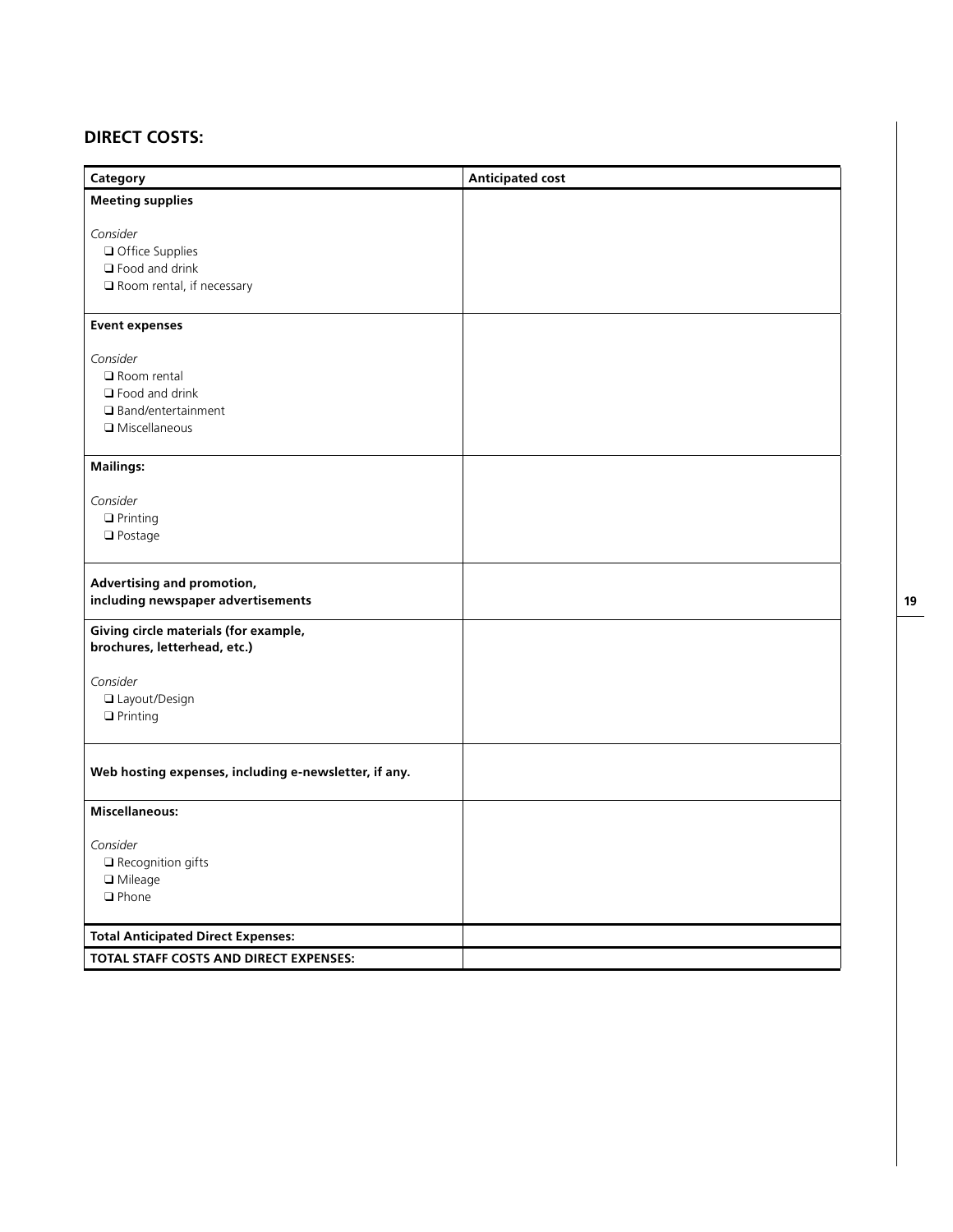## DIRECT COSTS:

| Category | Anticipated cost |
|---|---|
| **Meeting supplies**<br><br>*Consider*<br>❑ Office Supplies<br>❑ Food and drink<br>❑ Room rental, if necessary | |
| **Event expenses**<br><br>*Consider*<br>❑ Room rental<br>❑ Food and drink<br>❑ Band/entertainment<br>❑ Miscellaneous | |
| **Mailings:**<br><br>*Consider*<br>❑ Printing<br>❑ Postage | |
| **Advertising and promotion, including newspaper advertisements** | |
| **Giving circle materials (for example, brochures, letterhead, etc.)**<br><br>*Consider*<br>❑ Layout/Design<br>❑ Printing | |
| **Web hosting expenses, including e-newsletter, if any.** | |
| **Miscellaneous:**<br><br>*Consider*<br>❑ Recognition gifts<br>❑ Mileage<br>❑ Phone | |
| **Total Anticipated Direct Expenses:** | |
| **TOTAL STAFF COSTS AND DIRECT EXPENSES:** | |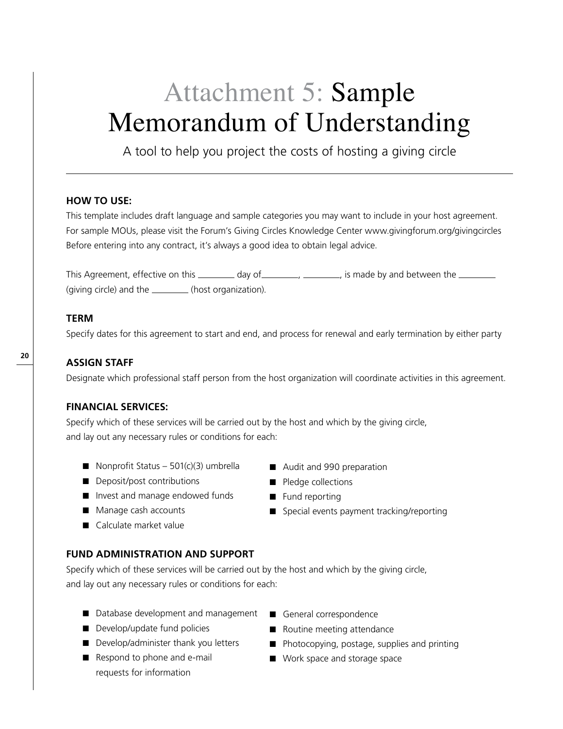# Attachment 5: Sample Memorandum of Understanding

A tool to help you project the costs of hosting a giving circle

---

**HOW TO USE:**

This template includes draft language and sample categories you may want to include in your host agreement. For sample MOUs, please visit the Forum's Giving Circles Knowledge Center www.givingforum.org/givingcircles Before entering into any contract, it's always a good idea to obtain legal advice.

This Agreement, effective on this ________ day of________, ________, is made by and between the ________ (giving circle) and the ________ (host organization).

**TERM**

Specify dates for this agreement to start and end, and process for renewal and early termination by either party

**ASSIGN STAFF**

Designate which professional staff person from the host organization will coordinate activities in this agreement.

**FINANCIAL SERVICES:**

Specify which of these services will be carried out by the host and which by the giving circle, and lay out any necessary rules or conditions for each:

- Nonprofit Status – 501(c)(3) umbrella
- Deposit/post contributions
- Invest and manage endowed funds
- Manage cash accounts
- Calculate market value
- Audit and 990 preparation
- Pledge collections
- Fund reporting
- Special events payment tracking/reporting

**FUND ADMINISTRATION AND SUPPORT**

Specify which of these services will be carried out by the host and which by the giving circle, and lay out any necessary rules or conditions for each:

- Database development and management
- Develop/update fund policies
- Develop/administer thank you letters
- Respond to phone and e-mail requests for information
- General correspondence
- Routine meeting attendance
- Photocopying, postage, supplies and printing
- Work space and storage space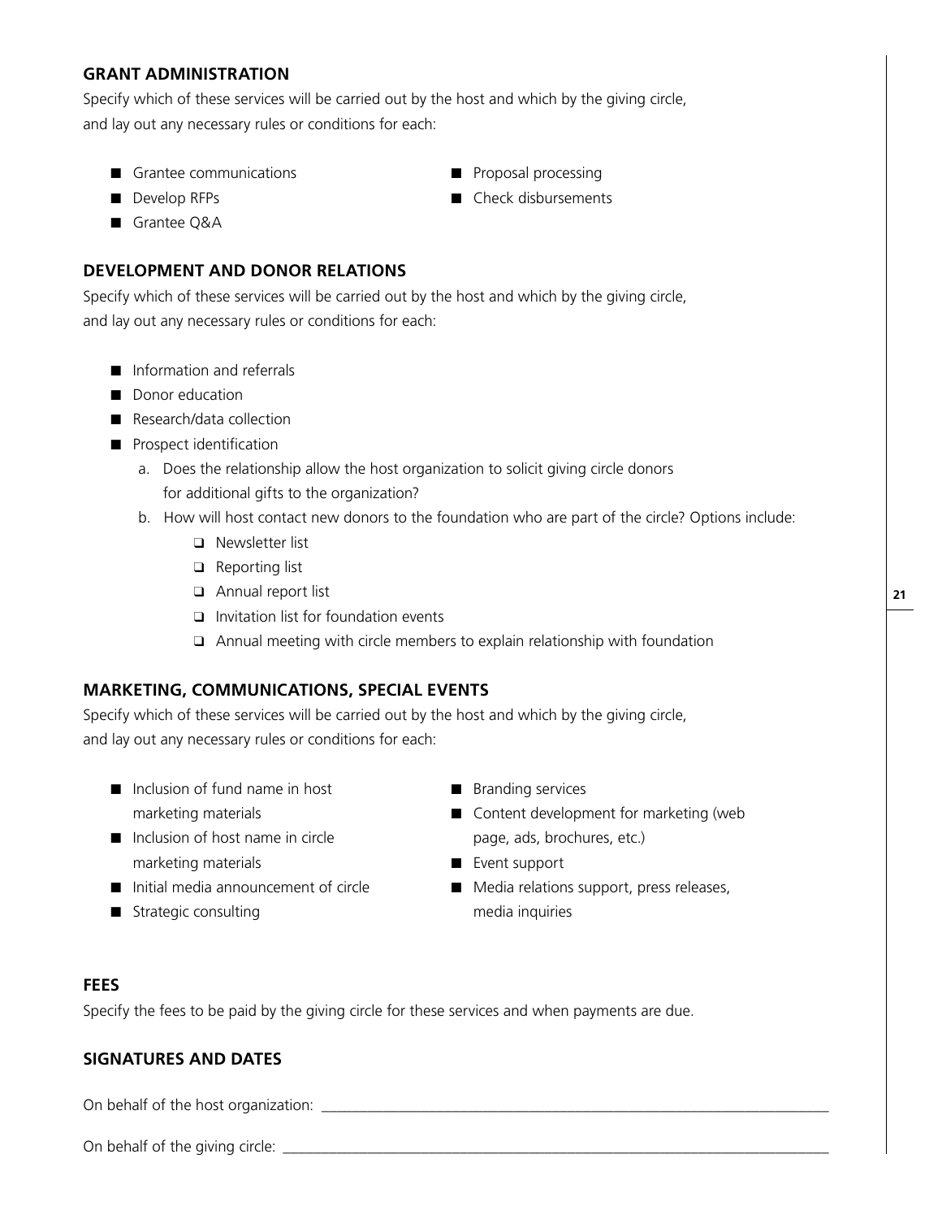## GRANT ADMINISTRATION

Specify which of these services will be carried out by the host and which by the giving circle, and lay out any necessary rules or conditions for each:

- Grantee communications
- Develop RFPs
- Grantee Q&A
- Proposal processing
- Check disbursements

## DEVELOPMENT AND DONOR RELATIONS

Specify which of these services will be carried out by the host and which by the giving circle, and lay out any necessary rules or conditions for each:

- Information and referrals
- Donor education
- Research/data collection
- Prospect identification
  a. Does the relationship allow the host organization to solicit giving circle donors for additional gifts to the organization?
  b. How will host contact new donors to the foundation who are part of the circle? Options include:
     - ❑ Newsletter list
     - ❑ Reporting list
     - ❑ Annual report list
     - ❑ Invitation list for foundation events
     - ❑ Annual meeting with circle members to explain relationship with foundation

## MARKETING, COMMUNICATIONS, SPECIAL EVENTS

Specify which of these services will be carried out by the host and which by the giving circle, and lay out any necessary rules or conditions for each:

- Inclusion of fund name in host marketing materials
- Inclusion of host name in circle marketing materials
- Initial media announcement of circle
- Strategic consulting
- Branding services
- Content development for marketing (web page, ads, brochures, etc.)
- Event support
- Media relations support, press releases, media inquiries

## FEES

Specify the fees to be paid by the giving circle for these services and when payments are due.

## SIGNATURES AND DATES

On behalf of the host organization: ______________________________________________

On behalf of the giving circle: ______________________________________________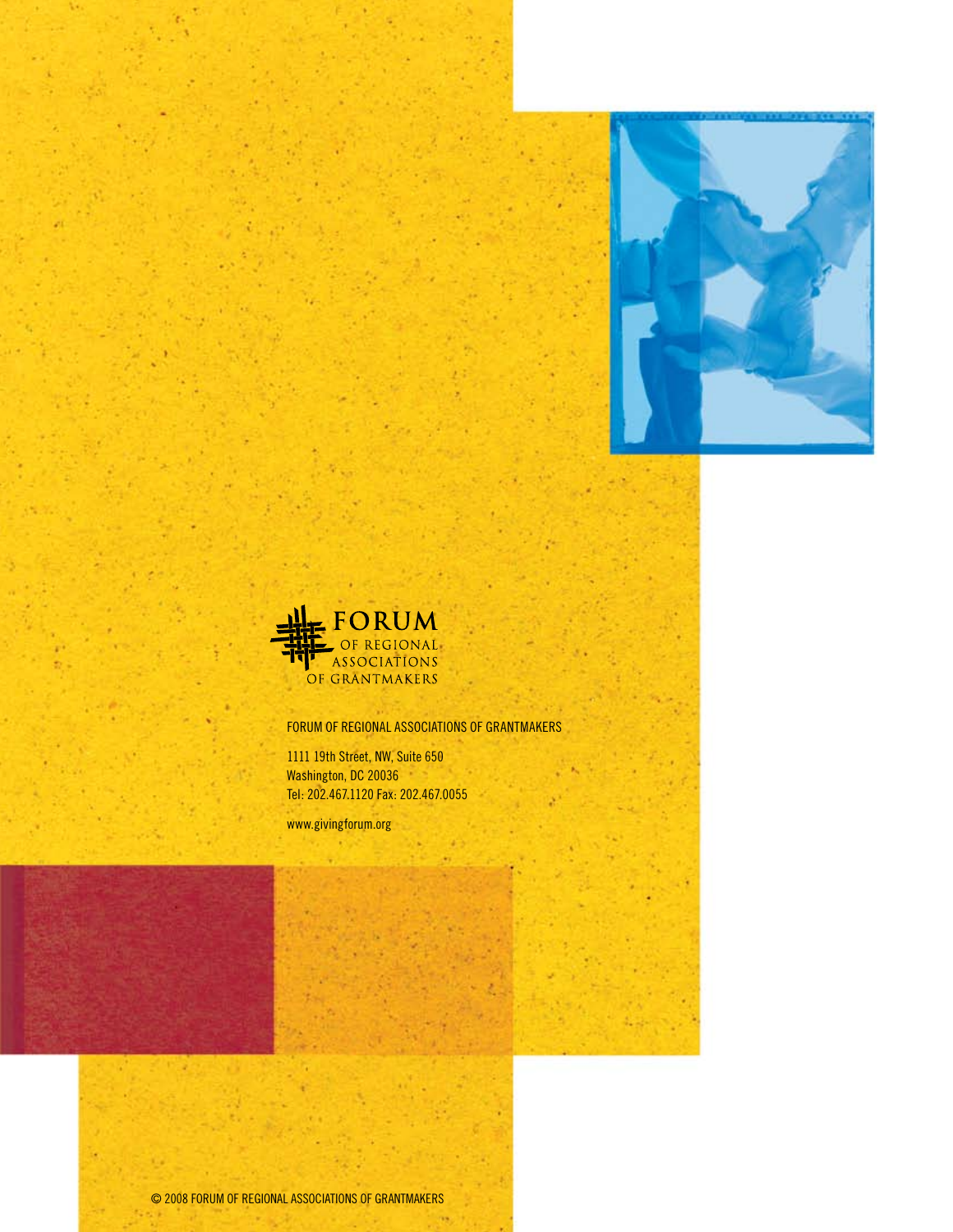FORUM
OF REGIONAL
ASSOCIATIONS
OF GRANTMAKERS

FORUM OF REGIONAL ASSOCIATIONS OF GRANTMAKERS

1111 19th Street, NW, Suite 650
Washington, DC 20036
Tel: 202.467.1120 Fax: 202.467.0055

www.givingforum.org

© 2008 FORUM OF REGIONAL ASSOCIATIONS OF GRANTMAKERS